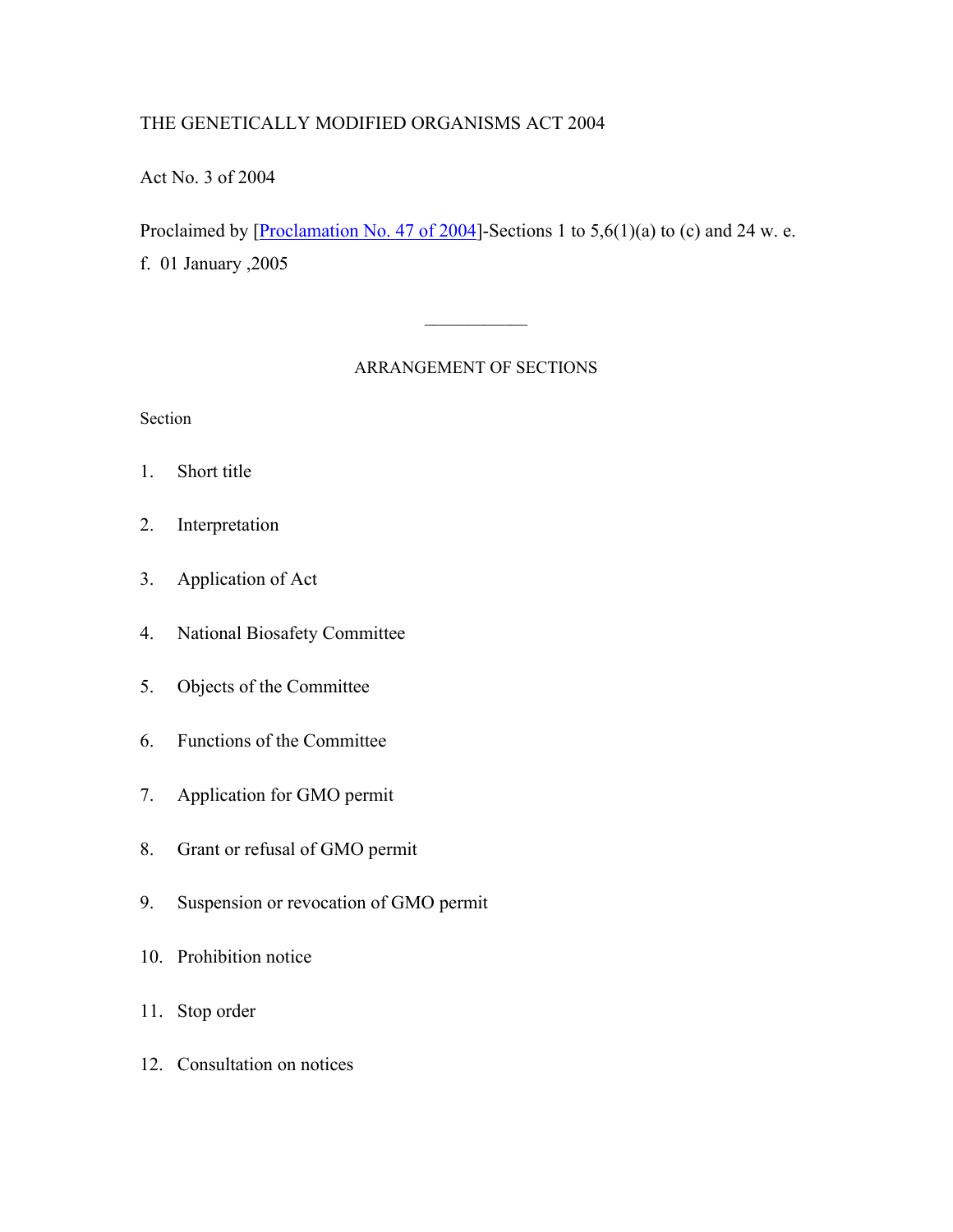# THE GENETICALLY MODIFIED ORGANISMS ACT 2004

Act No. 3 of 2004

Proclaimed by [Proclamation No. 47 of 2004]-Sections 1 to 5,6(1)(a) to (c) and 24 w. e. f. 01 January ,2005

---

## ARRANGEMENT OF SECTIONS

Section

1. Short title
2. Interpretation
3. Application of Act
4. National Biosafety Committee
5. Objects of the Committee
6. Functions of the Committee
7. Application for GMO permit
8. Grant or refusal of GMO permit
9. Suspension or revocation of GMO permit
10. Prohibition notice
11. Stop order
12. Consultation on notices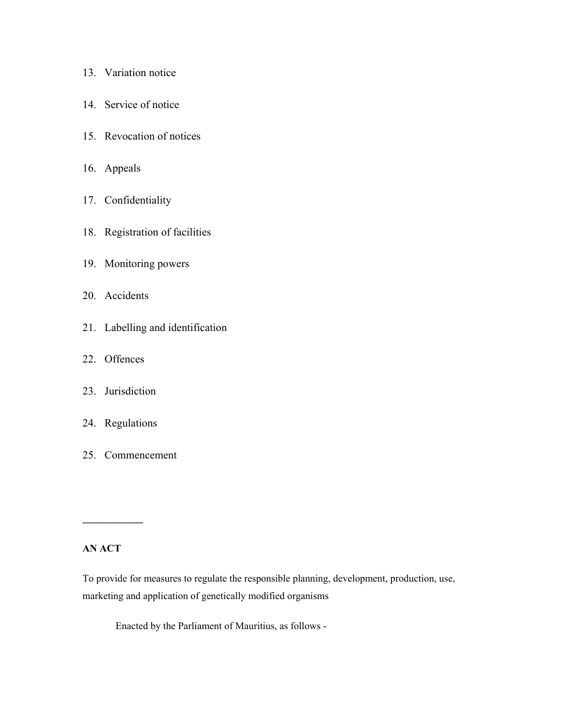13. Variation notice

14. Service of notice

15. Revocation of notices

16. Appeals

17. Confidentiality

18. Registration of facilities

19. Monitoring powers

20. Accidents

21. Labelling and identification

22. Offences

23. Jurisdiction

24. Regulations

25. Commencement

---

**AN ACT**

To provide for measures to regulate the responsible planning, development, production, use, marketing and application of genetically modified organisms

Enacted by the Parliament of Mauritius, as follows -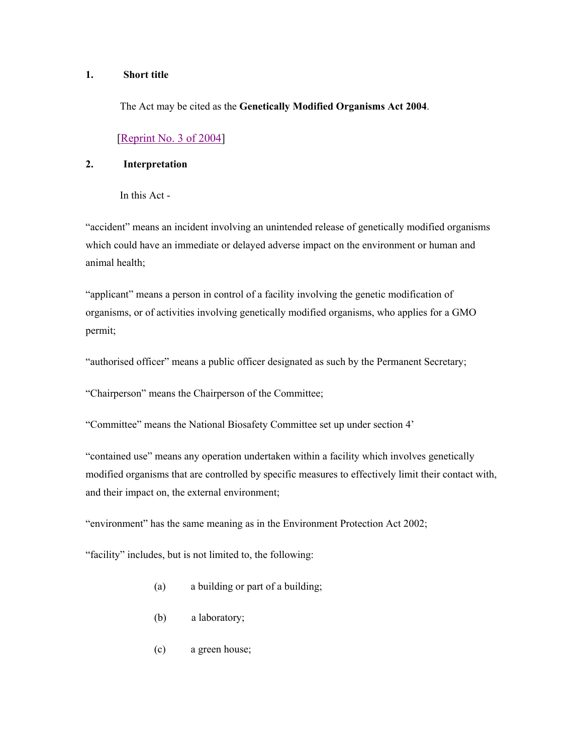**1. Short title**

The Act may be cited as the **Genetically Modified Organisms Act 2004**.

[Reprint No. 3 of 2004]

**2. Interpretation**

In this Act -

"accident" means an incident involving an unintended release of genetically modified organisms which could have an immediate or delayed adverse impact on the environment or human and animal health;

"applicant" means a person in control of a facility involving the genetic modification of organisms, or of activities involving genetically modified organisms, who applies for a GMO permit;

"authorised officer" means a public officer designated as such by the Permanent Secretary;

"Chairperson" means the Chairperson of the Committee;

"Committee" means the National Biosafety Committee set up under section 4'

"contained use" means any operation undertaken within a facility which involves genetically modified organisms that are controlled by specific measures to effectively limit their contact with, and their impact on, the external environment;

"environment" has the same meaning as in the Environment Protection Act 2002;

"facility" includes, but is not limited to, the following:

(a) a building or part of a building;

(b) a laboratory;

(c) a green house;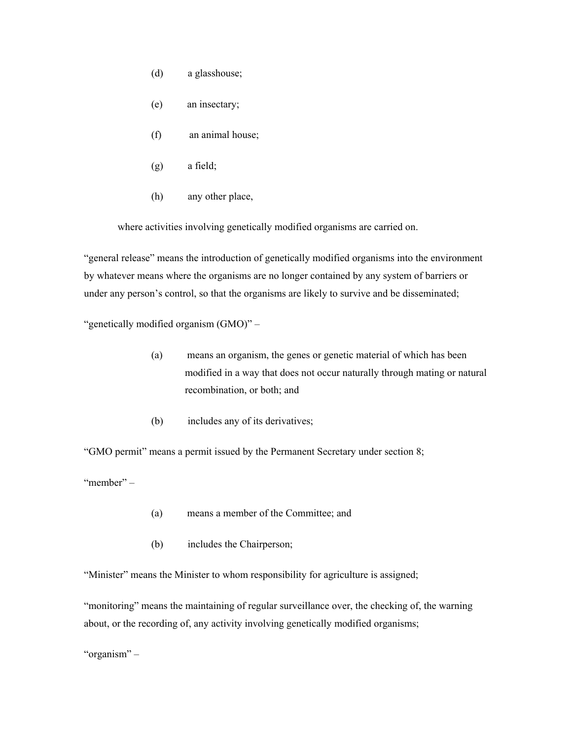(d) a glasshouse;

(e) an insectary;

(f) an animal house;

(g) a field;

(h) any other place,

where activities involving genetically modified organisms are carried on.

"general release" means the introduction of genetically modified organisms into the environment by whatever means where the organisms are no longer contained by any system of barriers or under any person's control, so that the organisms are likely to survive and be disseminated;

"genetically modified organism (GMO)" –

(a) means an organism, the genes or genetic material of which has been modified in a way that does not occur naturally through mating or natural recombination, or both; and

(b) includes any of its derivatives;

"GMO permit" means a permit issued by the Permanent Secretary under section 8;

"member" –

(a) means a member of the Committee; and

(b) includes the Chairperson;

"Minister" means the Minister to whom responsibility for agriculture is assigned;

"monitoring" means the maintaining of regular surveillance over, the checking of, the warning about, or the recording of, any activity involving genetically modified organisms;

"organism" –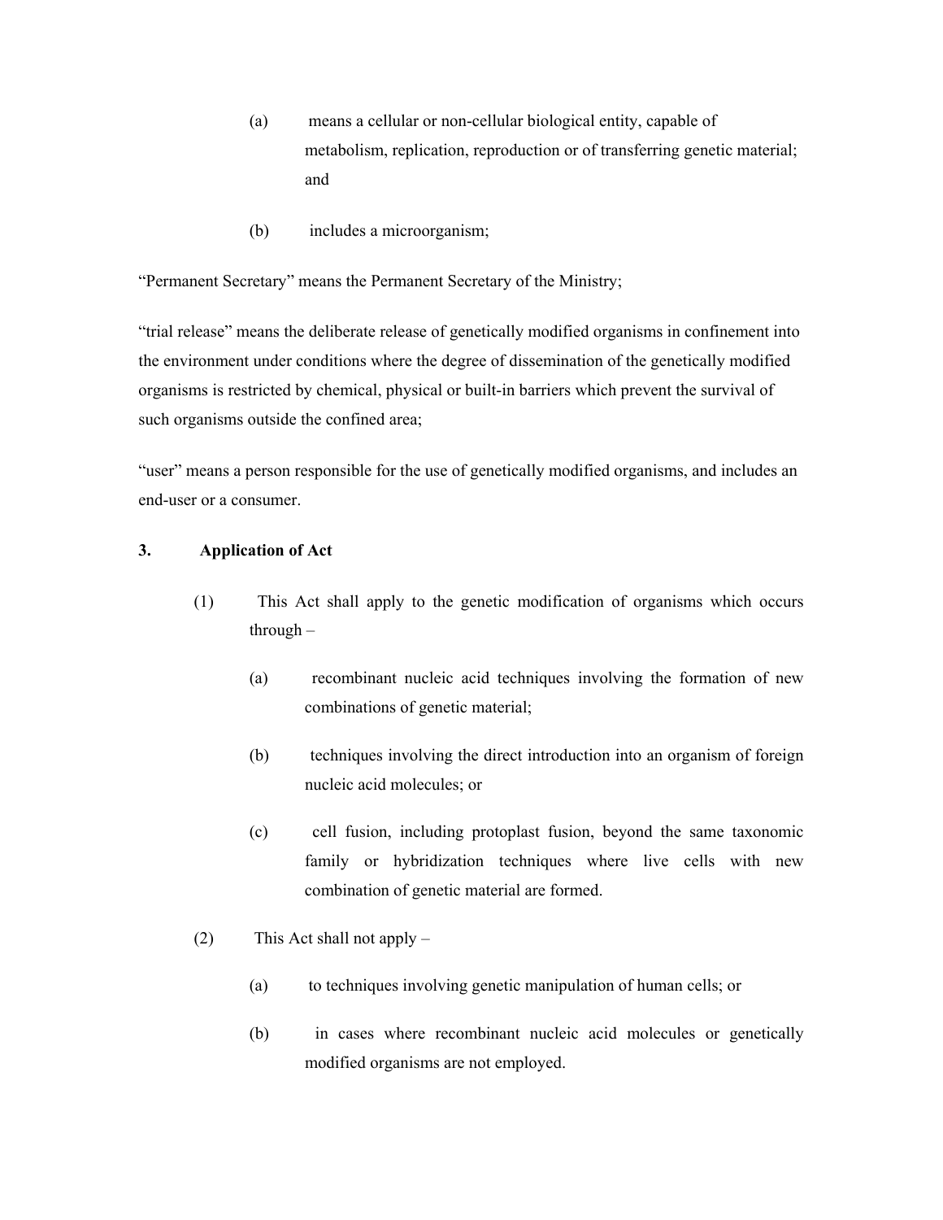(a) means a cellular or non-cellular biological entity, capable of metabolism, replication, reproduction or of transferring genetic material; and

(b) includes a microorganism;

"Permanent Secretary" means the Permanent Secretary of the Ministry;

"trial release" means the deliberate release of genetically modified organisms in confinement into the environment under conditions where the degree of dissemination of the genetically modified organisms is restricted by chemical, physical or built-in barriers which prevent the survival of such organisms outside the confined area;

"user" means a person responsible for the use of genetically modified organisms, and includes an end-user or a consumer.

**3. Application of Act**

(1) This Act shall apply to the genetic modification of organisms which occurs through –

(a) recombinant nucleic acid techniques involving the formation of new combinations of genetic material;

(b) techniques involving the direct introduction into an organism of foreign nucleic acid molecules; or

(c) cell fusion, including protoplast fusion, beyond the same taxonomic family or hybridization techniques where live cells with new combination of genetic material are formed.

(2) This Act shall not apply –

(a) to techniques involving genetic manipulation of human cells; or

(b) in cases where recombinant nucleic acid molecules or genetically modified organisms are not employed.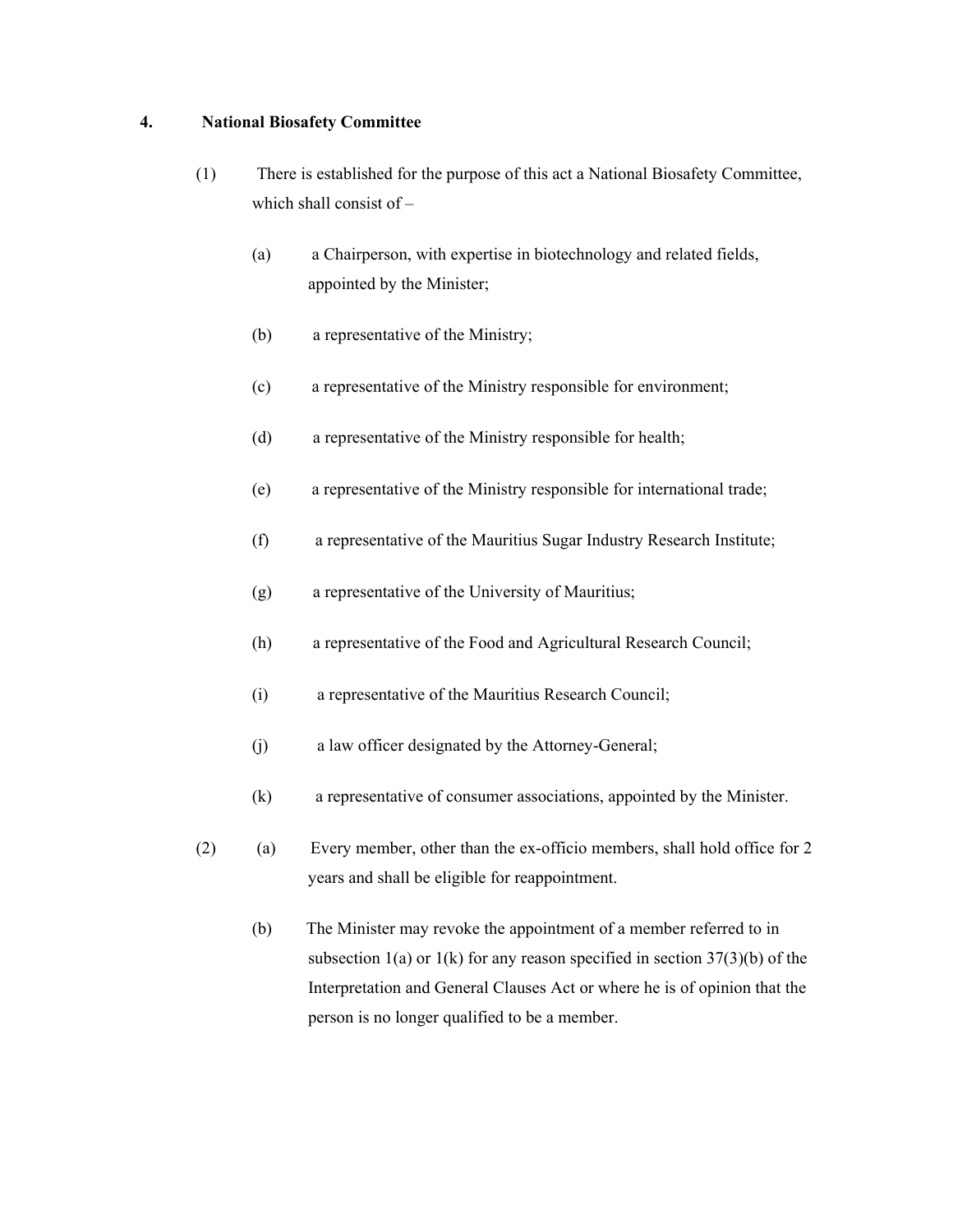**4. National Biosafety Committee**

(1) There is established for the purpose of this act a National Biosafety Committee, which shall consist of –

(a) a Chairperson, with expertise in biotechnology and related fields, appointed by the Minister;

(b) a representative of the Ministry;

(c) a representative of the Ministry responsible for environment;

(d) a representative of the Ministry responsible for health;

(e) a representative of the Ministry responsible for international trade;

(f) a representative of the Mauritius Sugar Industry Research Institute;

(g) a representative of the University of Mauritius;

(h) a representative of the Food and Agricultural Research Council;

(i) a representative of the Mauritius Research Council;

(j) a law officer designated by the Attorney-General;

(k) a representative of consumer associations, appointed by the Minister.

(2) (a) Every member, other than the ex-officio members, shall hold office for 2 years and shall be eligible for reappointment.

(b) The Minister may revoke the appointment of a member referred to in subsection 1(a) or 1(k) for any reason specified in section 37(3)(b) of the Interpretation and General Clauses Act or where he is of opinion that the person is no longer qualified to be a member.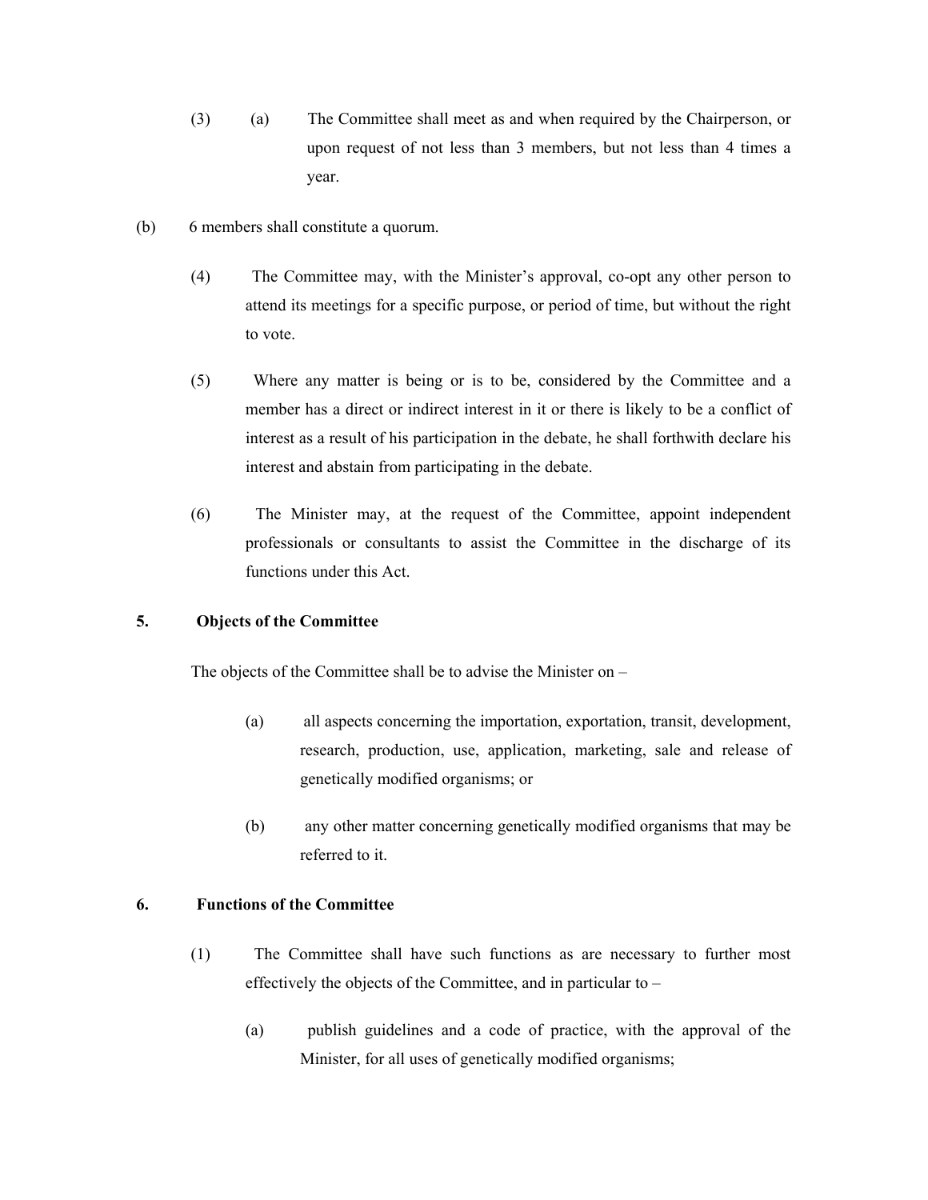(3) (a) The Committee shall meet as and when required by the Chairperson, or upon request of not less than 3 members, but not less than 4 times a year.

(b) 6 members shall constitute a quorum.

(4) The Committee may, with the Minister's approval, co-opt any other person to attend its meetings for a specific purpose, or period of time, but without the right to vote.

(5) Where any matter is being or is to be, considered by the Committee and a member has a direct or indirect interest in it or there is likely to be a conflict of interest as a result of his participation in the debate, he shall forthwith declare his interest and abstain from participating in the debate.

(6) The Minister may, at the request of the Committee, appoint independent professionals or consultants to assist the Committee in the discharge of its functions under this Act.

**5. Objects of the Committee**

The objects of the Committee shall be to advise the Minister on –

(a) all aspects concerning the importation, exportation, transit, development, research, production, use, application, marketing, sale and release of genetically modified organisms; or

(b) any other matter concerning genetically modified organisms that may be referred to it.

**6. Functions of the Committee**

(1) The Committee shall have such functions as are necessary to further most effectively the objects of the Committee, and in particular to –

(a) publish guidelines and a code of practice, with the approval of the Minister, for all uses of genetically modified organisms;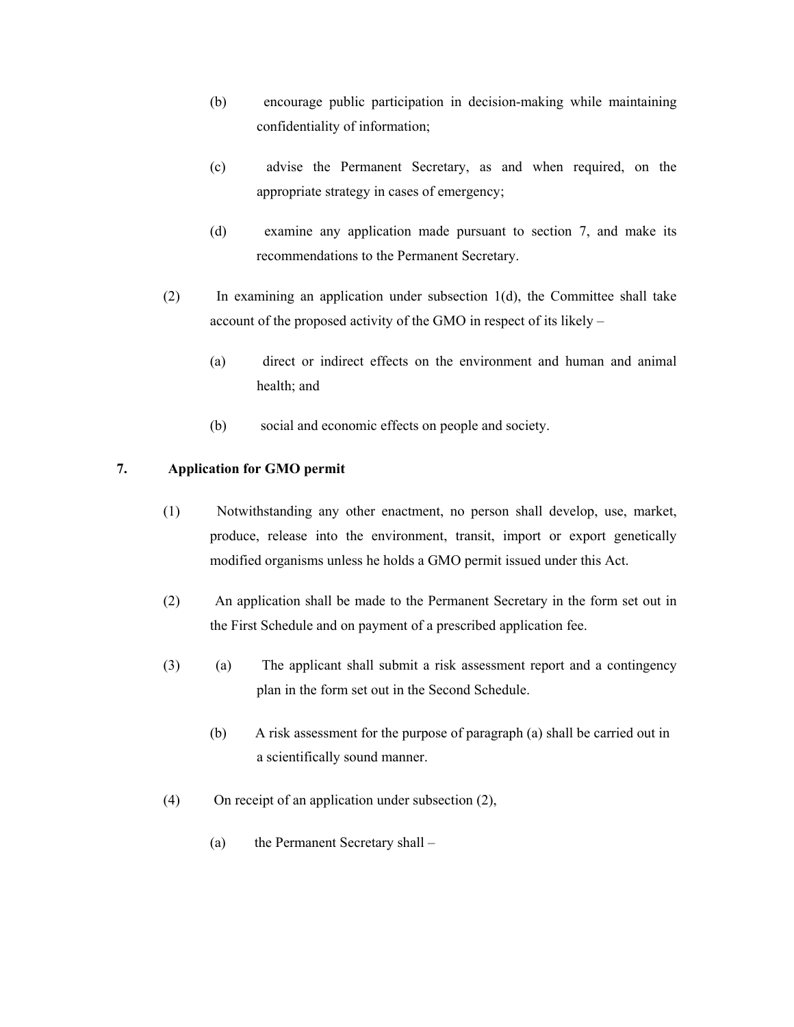(b) encourage public participation in decision-making while maintaining confidentiality of information;

(c) advise the Permanent Secretary, as and when required, on the appropriate strategy in cases of emergency;

(d) examine any application made pursuant to section 7, and make its recommendations to the Permanent Secretary.

(2) In examining an application under subsection 1(d), the Committee shall take account of the proposed activity of the GMO in respect of its likely –

(a) direct or indirect effects on the environment and human and animal health; and

(b) social and economic effects on people and society.

**7. Application for GMO permit**

(1) Notwithstanding any other enactment, no person shall develop, use, market, produce, release into the environment, transit, import or export genetically modified organisms unless he holds a GMO permit issued under this Act.

(2) An application shall be made to the Permanent Secretary in the form set out in the First Schedule and on payment of a prescribed application fee.

(3) (a) The applicant shall submit a risk assessment report and a contingency plan in the form set out in the Second Schedule.

(b) A risk assessment for the purpose of paragraph (a) shall be carried out in a scientifically sound manner.

(4) On receipt of an application under subsection (2),

(a) the Permanent Secretary shall –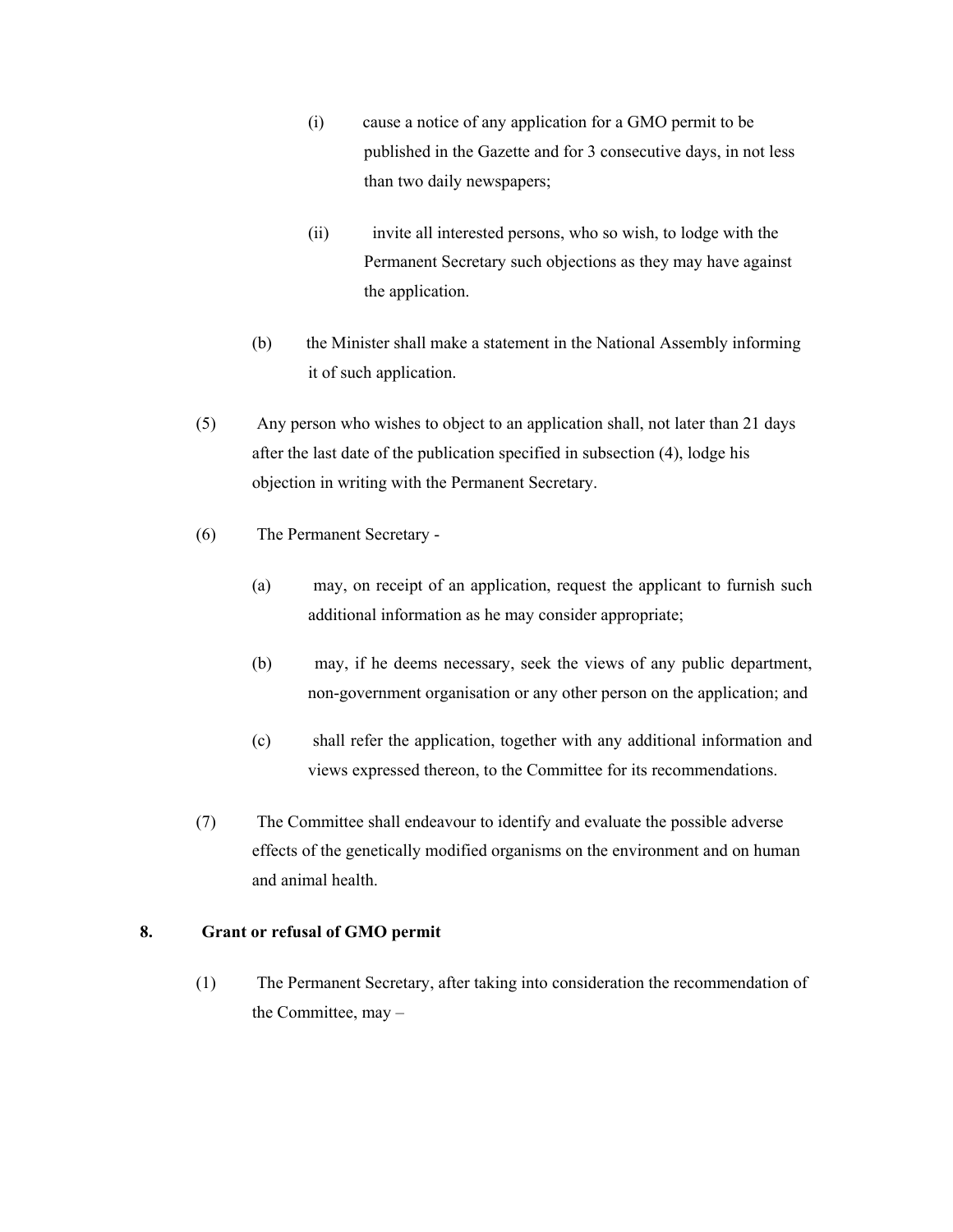(i) cause a notice of any application for a GMO permit to be published in the Gazette and for 3 consecutive days, in not less than two daily newspapers;

(ii) invite all interested persons, who so wish, to lodge with the Permanent Secretary such objections as they may have against the application.

(b) the Minister shall make a statement in the National Assembly informing it of such application.

(5) Any person who wishes to object to an application shall, not later than 21 days after the last date of the publication specified in subsection (4), lodge his objection in writing with the Permanent Secretary.

(6) The Permanent Secretary -

(a) may, on receipt of an application, request the applicant to furnish such additional information as he may consider appropriate;

(b) may, if he deems necessary, seek the views of any public department, non-government organisation or any other person on the application; and

(c) shall refer the application, together with any additional information and views expressed thereon, to the Committee for its recommendations.

(7) The Committee shall endeavour to identify and evaluate the possible adverse effects of the genetically modified organisms on the environment and on human and animal health.

## 8. Grant or refusal of GMO permit

(1) The Permanent Secretary, after taking into consideration the recommendation of the Committee, may –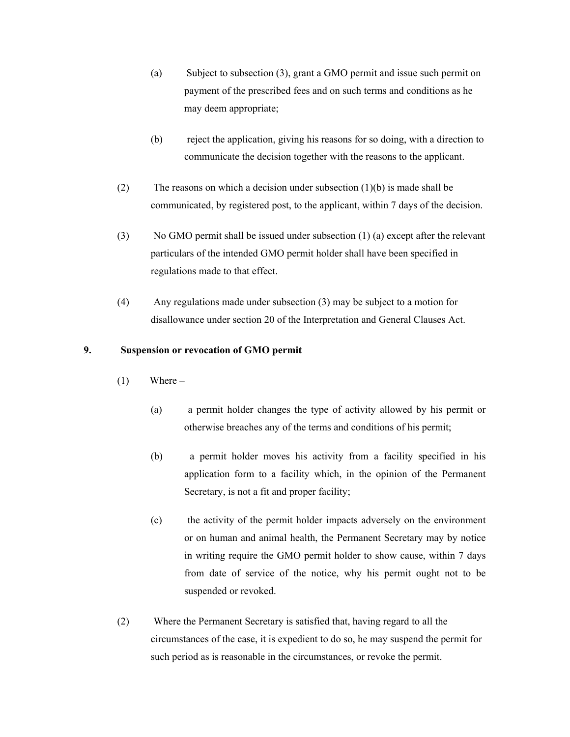(a) Subject to subsection (3), grant a GMO permit and issue such permit on payment of the prescribed fees and on such terms and conditions as he may deem appropriate;

(b) reject the application, giving his reasons for so doing, with a direction to communicate the decision together with the reasons to the applicant.

(2) The reasons on which a decision under subsection (1)(b) is made shall be communicated, by registered post, to the applicant, within 7 days of the decision.

(3) No GMO permit shall be issued under subsection (1) (a) except after the relevant particulars of the intended GMO permit holder shall have been specified in regulations made to that effect.

(4) Any regulations made under subsection (3) may be subject to a motion for disallowance under section 20 of the Interpretation and General Clauses Act.

**9. Suspension or revocation of GMO permit**

(1) Where –

(a) a permit holder changes the type of activity allowed by his permit or otherwise breaches any of the terms and conditions of his permit;

(b) a permit holder moves his activity from a facility specified in his application form to a facility which, in the opinion of the Permanent Secretary, is not a fit and proper facility;

(c) the activity of the permit holder impacts adversely on the environment or on human and animal health, the Permanent Secretary may by notice in writing require the GMO permit holder to show cause, within 7 days from date of service of the notice, why his permit ought not to be suspended or revoked.

(2) Where the Permanent Secretary is satisfied that, having regard to all the circumstances of the case, it is expedient to do so, he may suspend the permit for such period as is reasonable in the circumstances, or revoke the permit.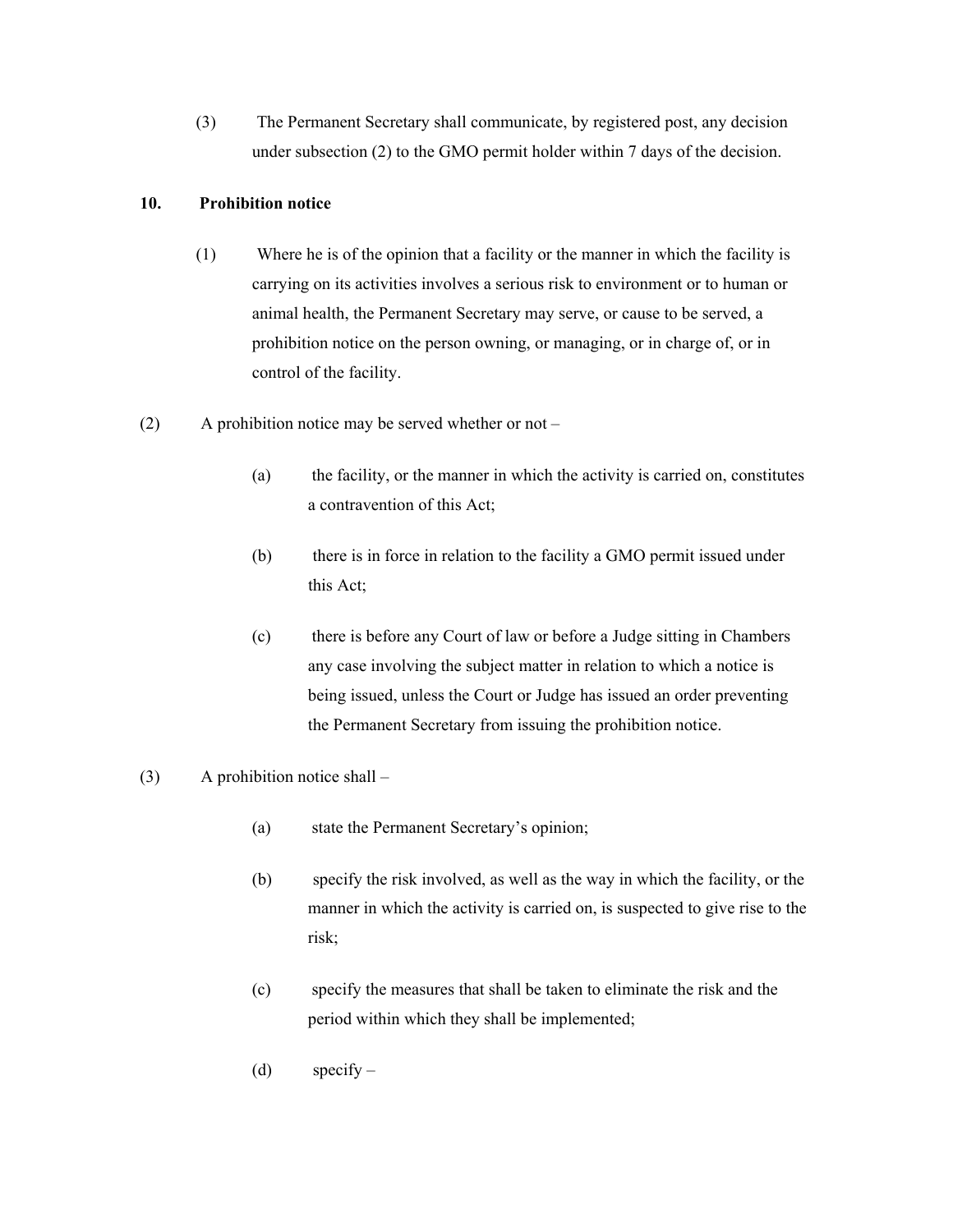(3) The Permanent Secretary shall communicate, by registered post, any decision under subsection (2) to the GMO permit holder within 7 days of the decision.

**10. Prohibition notice**

(1) Where he is of the opinion that a facility or the manner in which the facility is carrying on its activities involves a serious risk to environment or to human or animal health, the Permanent Secretary may serve, or cause to be served, a prohibition notice on the person owning, or managing, or in charge of, or in control of the facility.

(2) A prohibition notice may be served whether or not –

(a) the facility, or the manner in which the activity is carried on, constitutes a contravention of this Act;

(b) there is in force in relation to the facility a GMO permit issued under this Act;

(c) there is before any Court of law or before a Judge sitting in Chambers any case involving the subject matter in relation to which a notice is being issued, unless the Court or Judge has issued an order preventing the Permanent Secretary from issuing the prohibition notice.

(3) A prohibition notice shall –

(a) state the Permanent Secretary's opinion;

(b) specify the risk involved, as well as the way in which the facility, or the manner in which the activity is carried on, is suspected to give rise to the risk;

(c) specify the measures that shall be taken to eliminate the risk and the period within which they shall be implemented;

(d) specify –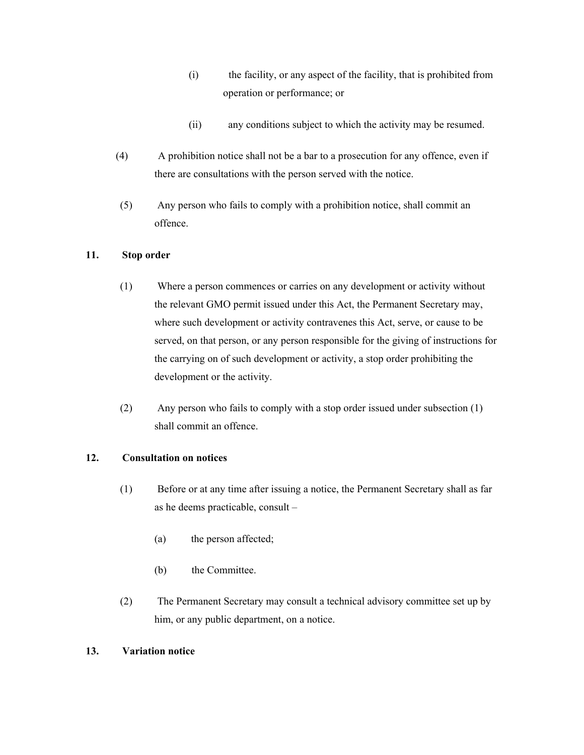(i) the facility, or any aspect of the facility, that is prohibited from operation or performance; or

(ii) any conditions subject to which the activity may be resumed.

(4) A prohibition notice shall not be a bar to a prosecution for any offence, even if there are consultations with the person served with the notice.

(5) Any person who fails to comply with a prohibition notice, shall commit an offence.

**11. Stop order**

(1) Where a person commences or carries on any development or activity without the relevant GMO permit issued under this Act, the Permanent Secretary may, where such development or activity contravenes this Act, serve, or cause to be served, on that person, or any person responsible for the giving of instructions for the carrying on of such development or activity, a stop order prohibiting the development or the activity.

(2) Any person who fails to comply with a stop order issued under subsection (1) shall commit an offence.

**12. Consultation on notices**

(1) Before or at any time after issuing a notice, the Permanent Secretary shall as far as he deems practicable, consult –

(a) the person affected;

(b) the Committee.

(2) The Permanent Secretary may consult a technical advisory committee set up by him, or any public department, on a notice.

**13. Variation notice**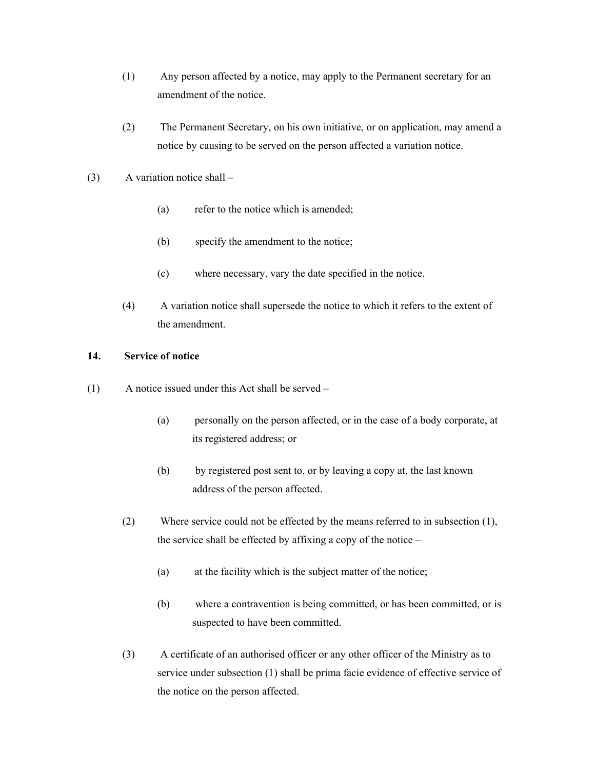(1) Any person affected by a notice, may apply to the Permanent secretary for an amendment of the notice.

(2) The Permanent Secretary, on his own initiative, or on application, may amend a notice by causing to be served on the person affected a variation notice.

(3) A variation notice shall –

(a) refer to the notice which is amended;

(b) specify the amendment to the notice;

(c) where necessary, vary the date specified in the notice.

(4) A variation notice shall supersede the notice to which it refers to the extent of the amendment.

**14. Service of notice**

(1) A notice issued under this Act shall be served –

(a) personally on the person affected, or in the case of a body corporate, at its registered address; or

(b) by registered post sent to, or by leaving a copy at, the last known address of the person affected.

(2) Where service could not be effected by the means referred to in subsection (1), the service shall be effected by affixing a copy of the notice –

(a) at the facility which is the subject matter of the notice;

(b) where a contravention is being committed, or has been committed, or is suspected to have been committed.

(3) A certificate of an authorised officer or any other officer of the Ministry as to service under subsection (1) shall be prima facie evidence of effective service of the notice on the person affected.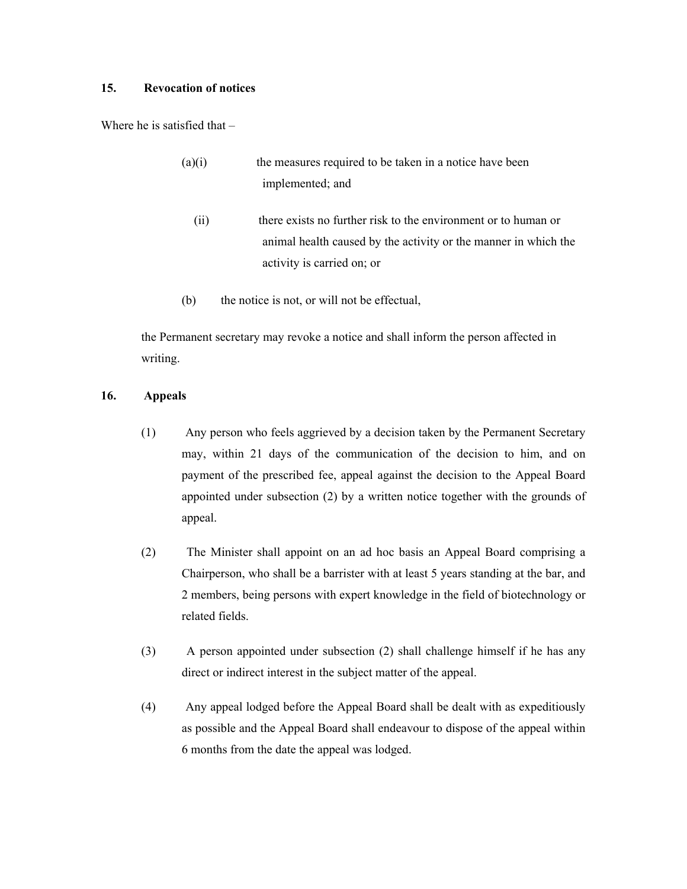## 15. Revocation of notices

Where he is satisfied that –

(a)(i) the measures required to be taken in a notice have been implemented; and

(ii) there exists no further risk to the environment or to human or animal health caused by the activity or the manner in which the activity is carried on; or

(b) the notice is not, or will not be effectual,

the Permanent secretary may revoke a notice and shall inform the person affected in writing.

## 16. Appeals

(1) Any person who feels aggrieved by a decision taken by the Permanent Secretary may, within 21 days of the communication of the decision to him, and on payment of the prescribed fee, appeal against the decision to the Appeal Board appointed under subsection (2) by a written notice together with the grounds of appeal.

(2) The Minister shall appoint on an ad hoc basis an Appeal Board comprising a Chairperson, who shall be a barrister with at least 5 years standing at the bar, and 2 members, being persons with expert knowledge in the field of biotechnology or related fields.

(3) A person appointed under subsection (2) shall challenge himself if he has any direct or indirect interest in the subject matter of the appeal.

(4) Any appeal lodged before the Appeal Board shall be dealt with as expeditiously as possible and the Appeal Board shall endeavour to dispose of the appeal within 6 months from the date the appeal was lodged.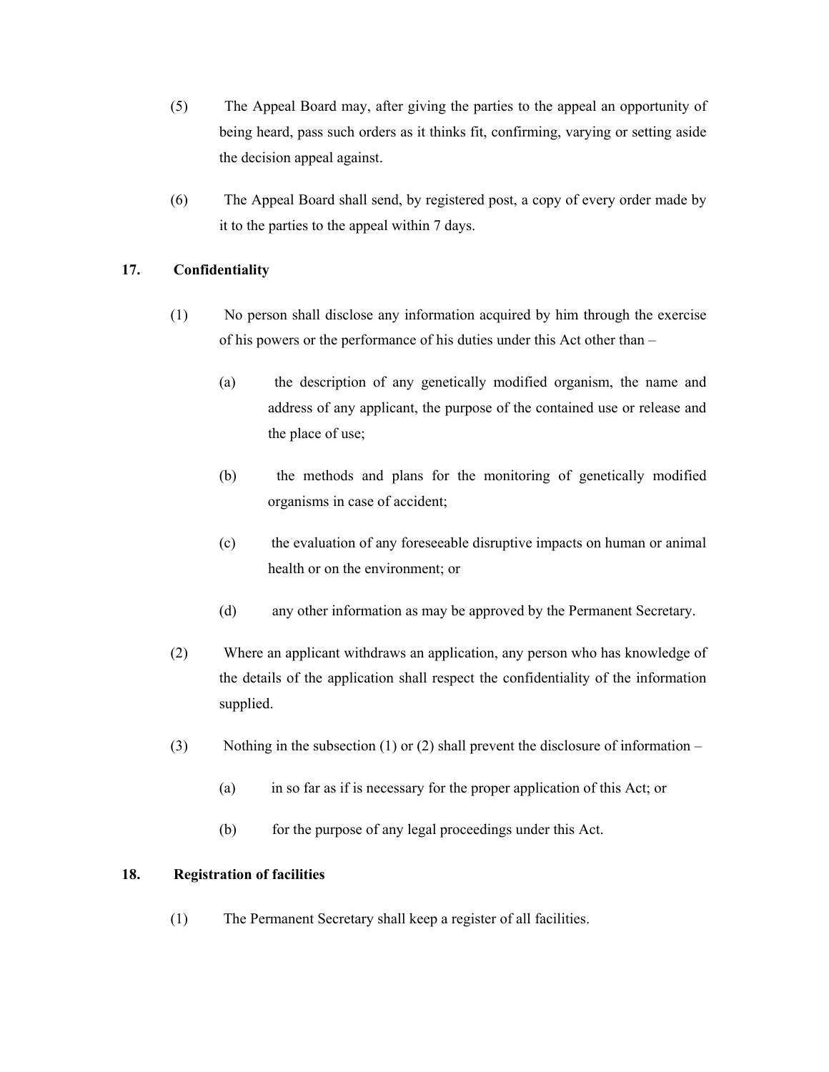(5) The Appeal Board may, after giving the parties to the appeal an opportunity of being heard, pass such orders as it thinks fit, confirming, varying or setting aside the decision appeal against.

(6) The Appeal Board shall send, by registered post, a copy of every order made by it to the parties to the appeal within 7 days.

**17. Confidentiality**

(1) No person shall disclose any information acquired by him through the exercise of his powers or the performance of his duties under this Act other than –

(a) the description of any genetically modified organism, the name and address of any applicant, the purpose of the contained use or release and the place of use;

(b) the methods and plans for the monitoring of genetically modified organisms in case of accident;

(c) the evaluation of any foreseeable disruptive impacts on human or animal health or on the environment; or

(d) any other information as may be approved by the Permanent Secretary.

(2) Where an applicant withdraws an application, any person who has knowledge of the details of the application shall respect the confidentiality of the information supplied.

(3) Nothing in the subsection (1) or (2) shall prevent the disclosure of information –

(a) in so far as if is necessary for the proper application of this Act; or

(b) for the purpose of any legal proceedings under this Act.

**18. Registration of facilities**

(1) The Permanent Secretary shall keep a register of all facilities.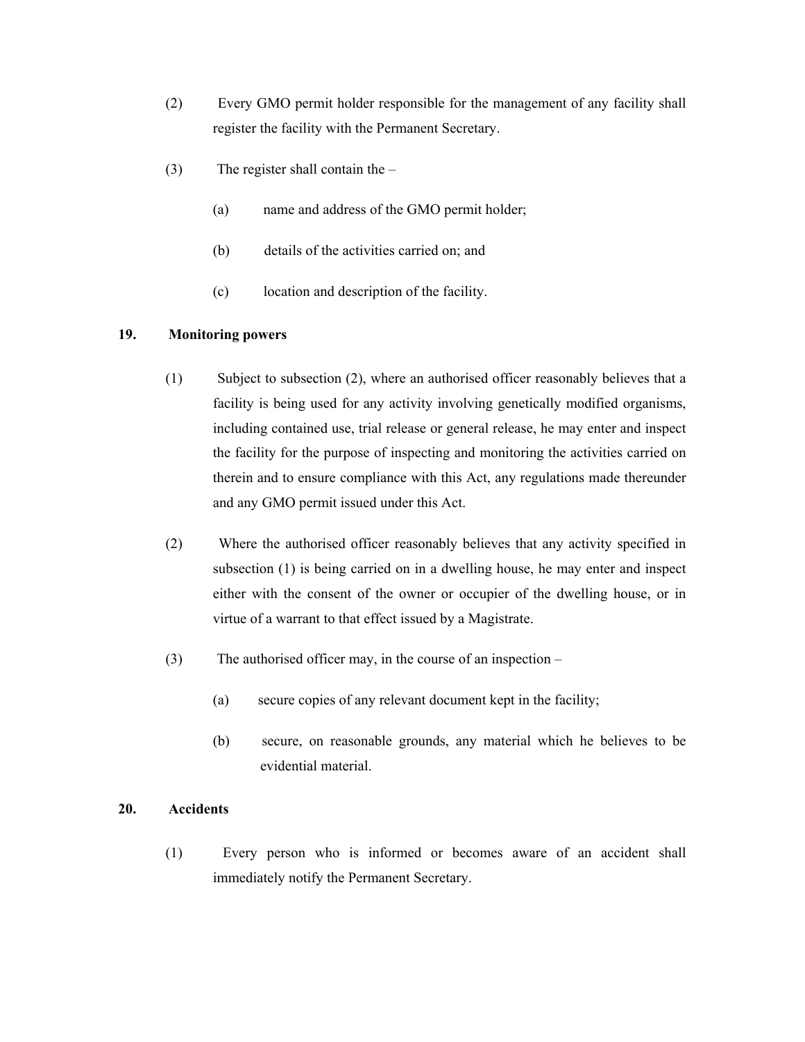(2) Every GMO permit holder responsible for the management of any facility shall register the facility with the Permanent Secretary.

(3) The register shall contain the –

(a) name and address of the GMO permit holder;

(b) details of the activities carried on; and

(c) location and description of the facility.

## 19. Monitoring powers

(1) Subject to subsection (2), where an authorised officer reasonably believes that a facility is being used for any activity involving genetically modified organisms, including contained use, trial release or general release, he may enter and inspect the facility for the purpose of inspecting and monitoring the activities carried on therein and to ensure compliance with this Act, any regulations made thereunder and any GMO permit issued under this Act.

(2) Where the authorised officer reasonably believes that any activity specified in subsection (1) is being carried on in a dwelling house, he may enter and inspect either with the consent of the owner or occupier of the dwelling house, or in virtue of a warrant to that effect issued by a Magistrate.

(3) The authorised officer may, in the course of an inspection –

(a) secure copies of any relevant document kept in the facility;

(b) secure, on reasonable grounds, any material which he believes to be evidential material.

## 20. Accidents

(1) Every person who is informed or becomes aware of an accident shall immediately notify the Permanent Secretary.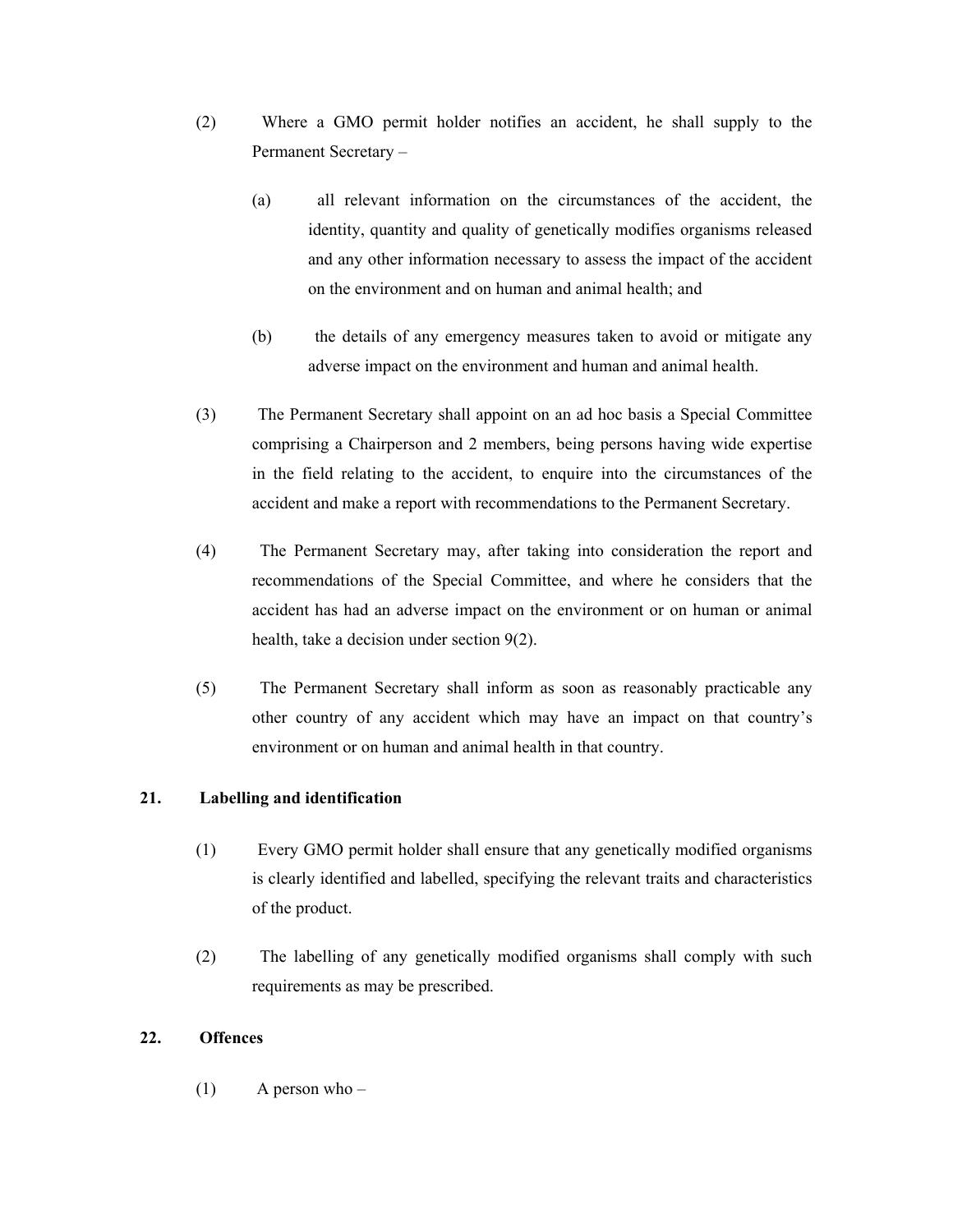(2) Where a GMO permit holder notifies an accident, he shall supply to the Permanent Secretary –

(a) all relevant information on the circumstances of the accident, the identity, quantity and quality of genetically modifies organisms released and any other information necessary to assess the impact of the accident on the environment and on human and animal health; and

(b) the details of any emergency measures taken to avoid or mitigate any adverse impact on the environment and human and animal health.

(3) The Permanent Secretary shall appoint on an ad hoc basis a Special Committee comprising a Chairperson and 2 members, being persons having wide expertise in the field relating to the accident, to enquire into the circumstances of the accident and make a report with recommendations to the Permanent Secretary.

(4) The Permanent Secretary may, after taking into consideration the report and recommendations of the Special Committee, and where he considers that the accident has had an adverse impact on the environment or on human or animal health, take a decision under section 9(2).

(5) The Permanent Secretary shall inform as soon as reasonably practicable any other country of any accident which may have an impact on that country's environment or on human and animal health in that country.

**21. Labelling and identification**

(1) Every GMO permit holder shall ensure that any genetically modified organisms is clearly identified and labelled, specifying the relevant traits and characteristics of the product.

(2) The labelling of any genetically modified organisms shall comply with such requirements as may be prescribed.

**22. Offences**

(1) A person who –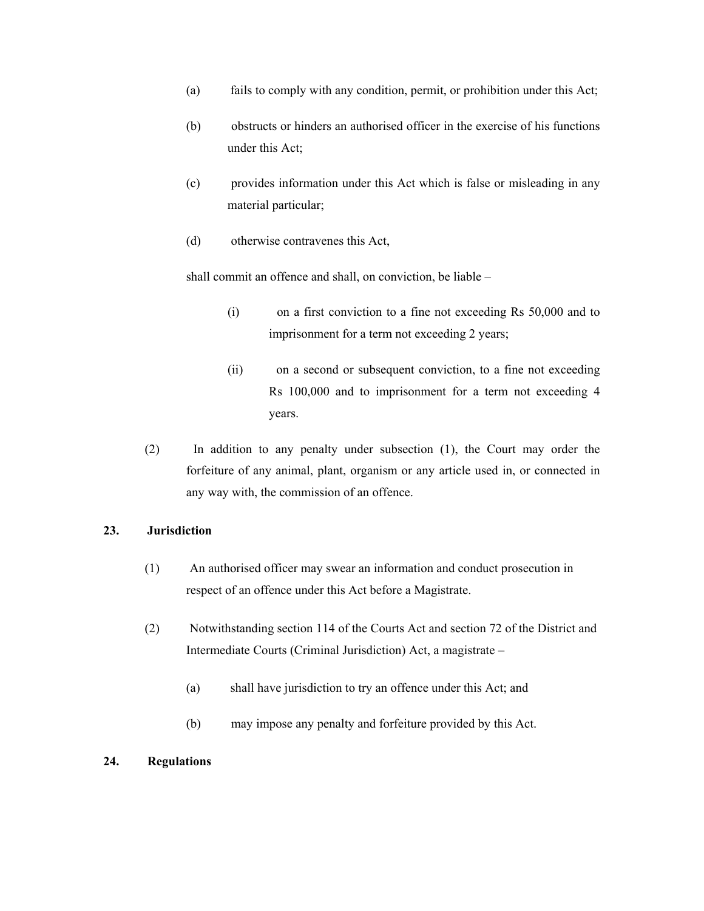(a) fails to comply with any condition, permit, or prohibition under this Act;

(b) obstructs or hinders an authorised officer in the exercise of his functions under this Act;

(c) provides information under this Act which is false or misleading in any material particular;

(d) otherwise contravenes this Act,

shall commit an offence and shall, on conviction, be liable –

(i) on a first conviction to a fine not exceeding Rs 50,000 and to imprisonment for a term not exceeding 2 years;

(ii) on a second or subsequent conviction, to a fine not exceeding Rs 100,000 and to imprisonment for a term not exceeding 4 years.

(2) In addition to any penalty under subsection (1), the Court may order the forfeiture of any animal, plant, organism or any article used in, or connected in any way with, the commission of an offence.

**23. Jurisdiction**

(1) An authorised officer may swear an information and conduct prosecution in respect of an offence under this Act before a Magistrate.

(2) Notwithstanding section 114 of the Courts Act and section 72 of the District and Intermediate Courts (Criminal Jurisdiction) Act, a magistrate –

(a) shall have jurisdiction to try an offence under this Act; and

(b) may impose any penalty and forfeiture provided by this Act.

**24. Regulations**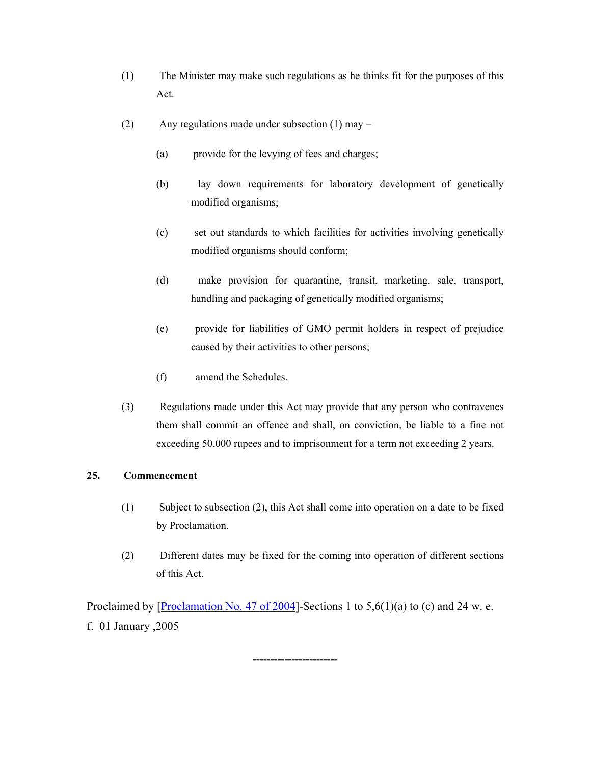(1) The Minister may make such regulations as he thinks fit for the purposes of this Act.

(2) Any regulations made under subsection (1) may –

(a) provide for the levying of fees and charges;

(b) lay down requirements for laboratory development of genetically modified organisms;

(c) set out standards to which facilities for activities involving genetically modified organisms should conform;

(d) make provision for quarantine, transit, marketing, sale, transport, handling and packaging of genetically modified organisms;

(e) provide for liabilities of GMO permit holders in respect of prejudice caused by their activities to other persons;

(f) amend the Schedules.

(3) Regulations made under this Act may provide that any person who contravenes them shall commit an offence and shall, on conviction, be liable to a fine not exceeding 50,000 rupees and to imprisonment for a term not exceeding 2 years.

**25. Commencement**

(1) Subject to subsection (2), this Act shall come into operation on a date to be fixed by Proclamation.

(2) Different dates may be fixed for the coming into operation of different sections of this Act.

Proclaimed by [Proclamation No. 47 of 2004]-Sections 1 to 5,6(1)(a) to (c) and 24 w. e. f. 01 January ,2005

------------------------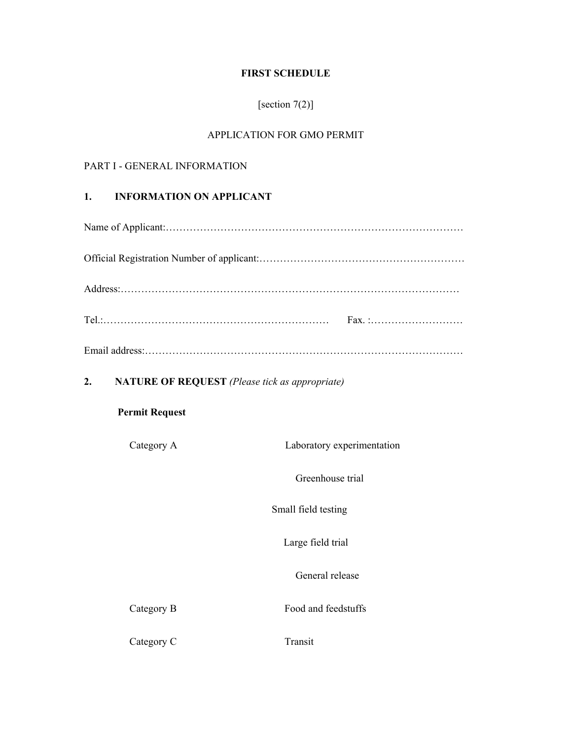**FIRST SCHEDULE**

[section 7(2)]

APPLICATION FOR GMO PERMIT

PART I - GENERAL INFORMATION

**1. INFORMATION ON APPLICANT**

Name of Applicant:……………………………………………………………………………

Official Registration Number of applicant:…………………………………………………

Address:………………………………………………………………………………………

Tel.:…………………………………………………………  Fax. :………………………

Email address:…………………………………………………………………………………

**2. NATURE OF REQUEST** *(Please tick as appropriate)*

**Permit Request**

| | |
|---|---|
| Category A | Laboratory experimentation |
| | Greenhouse trial |
| | Small field testing |
| | Large field trial |
| | General release |
| Category B | Food and feedstuffs |
| Category C | Transit |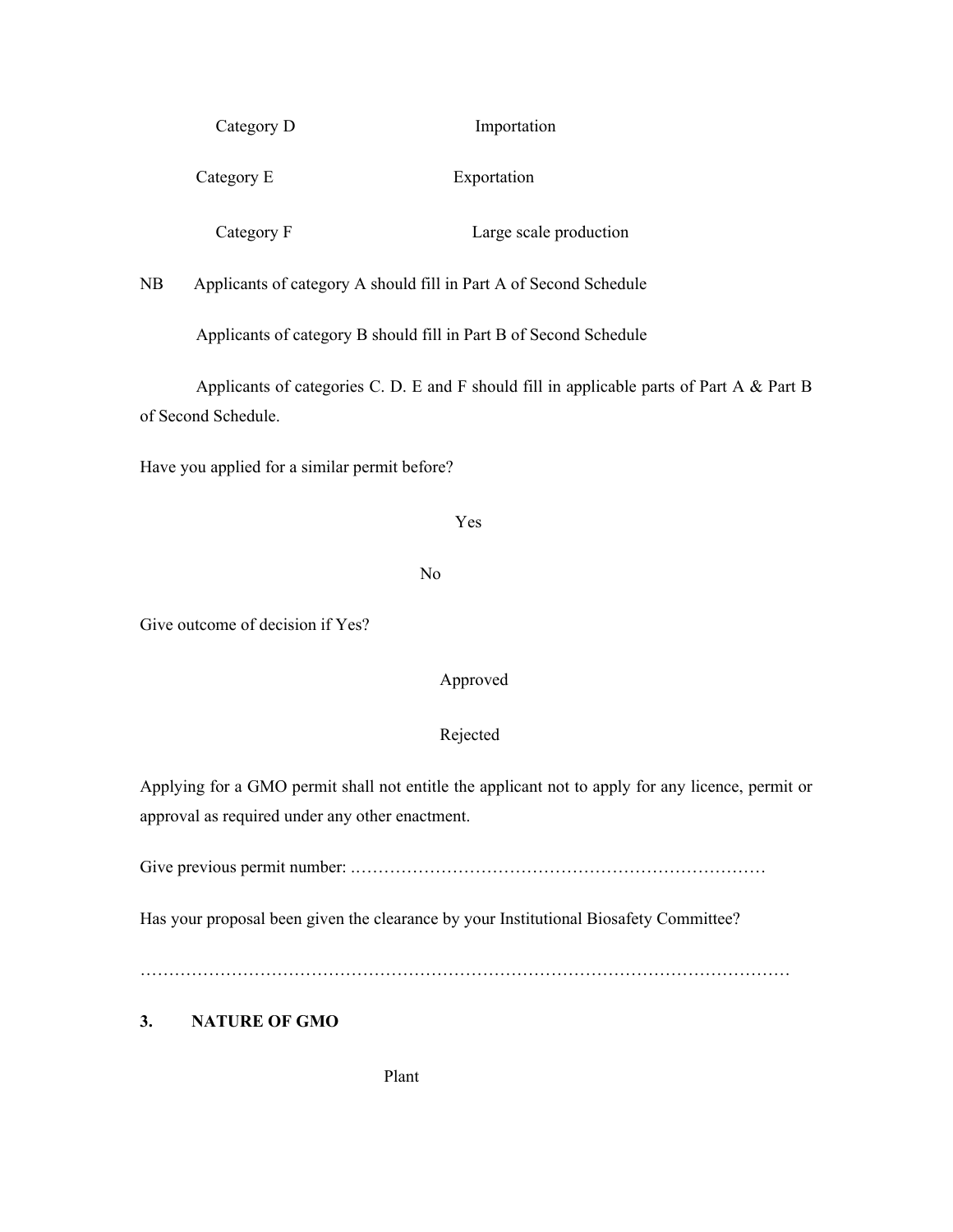Category D Importation

Category E Exportation

Category F Large scale production

NB Applicants of category A should fill in Part A of Second Schedule

Applicants of category B should fill in Part B of Second Schedule

Applicants of categories C. D. E and F should fill in applicable parts of Part A & Part B of Second Schedule.

Have you applied for a similar permit before?

Yes

No

Give outcome of decision if Yes?

Approved

Rejected

Applying for a GMO permit shall not entitle the applicant not to apply for any licence, permit or approval as required under any other enactment.

Give previous permit number: .………………………………………………………………

Has your proposal been given the clearance by your Institutional Biosafety Committee?

…………………………………………………………………………………………………………

**3. NATURE OF GMO**

Plant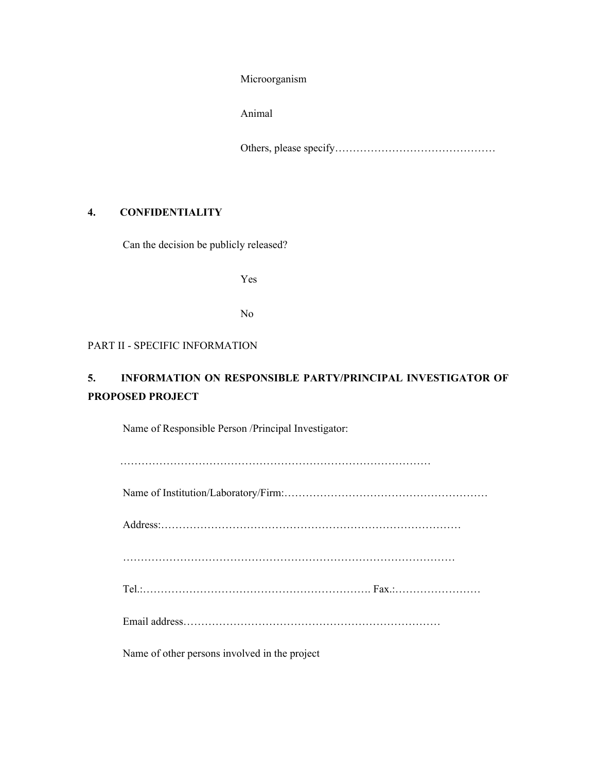Microorganism

Animal

Others, please specify………………………………………

## 4. CONFIDENTIALITY

Can the decision be publicly released?

Yes

No

PART II - SPECIFIC INFORMATION

## 5. INFORMATION ON RESPONSIBLE PARTY/PRINCIPAL INVESTIGATOR OF PROPOSED PROJECT

Name of Responsible Person /Principal Investigator:

……………………………………………………………………………

Name of Institution/Laboratory/Firm:…………………………………………………

Address:…………………………………………………………………………

………………………………………………………………………………

Tel.:………………………………………………………. Fax.:……………………

Email address………………………………………………………………

Name of other persons involved in the project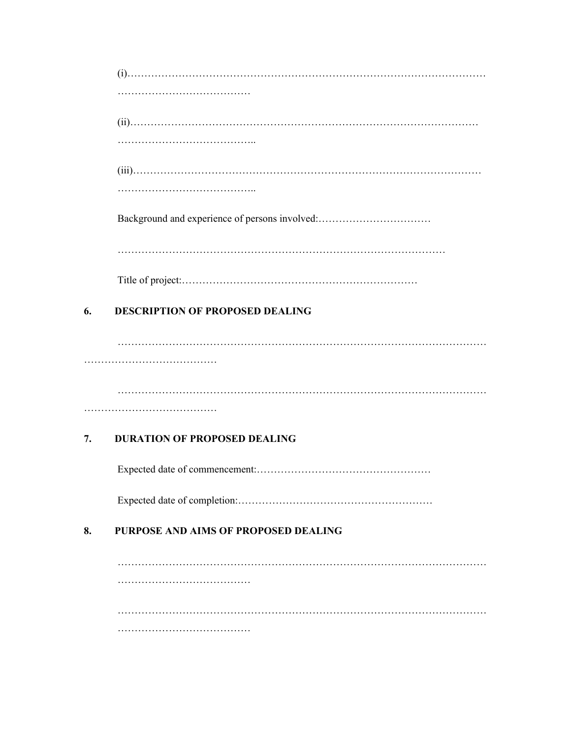(i)……………………………………………………………………………………………
…………………………………

(ii)…………………………………………………………………………………………
…………………………………..

(iii)…………………………………………………………………………………………
…………………………………..

Background and experience of persons involved:……………………………

………………………………………………………………………………………

Title of project:……………………………………………………………

## 6. DESCRIPTION OF PROPOSED DEALING

……………………………………………………………………………………………
…………………………………

……………………………………………………………………………………………
…………………………………

## 7. DURATION OF PROPOSED DEALING

Expected date of commencement:……………………………………………

Expected date of completion:…………………………………………………

## 8. PURPOSE AND AIMS OF PROPOSED DEALING

……………………………………………………………………………………………
…………………………………

……………………………………………………………………………………………
…………………………………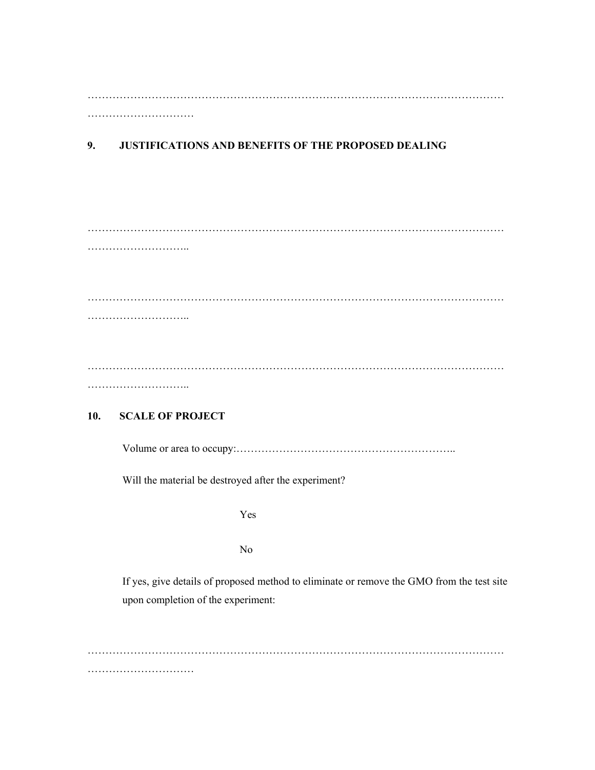……………………………………………………………………………………………………
…………………………

## 9. JUSTIFICATIONS AND BENEFITS OF THE PROPOSED DEALING

……………………………………………………………………………………………………
………………………..

……………………………………………………………………………………………………
………………………..

……………………………………………………………………………………………………
………………………..

## 10. SCALE OF PROJECT

Volume or area to occupy:……………………………………………………..

Will the material be destroyed after the experiment?

Yes

No

If yes, give details of proposed method to eliminate or remove the GMO from the test site upon completion of the experiment:

……………………………………………………………………………………………………
…………………………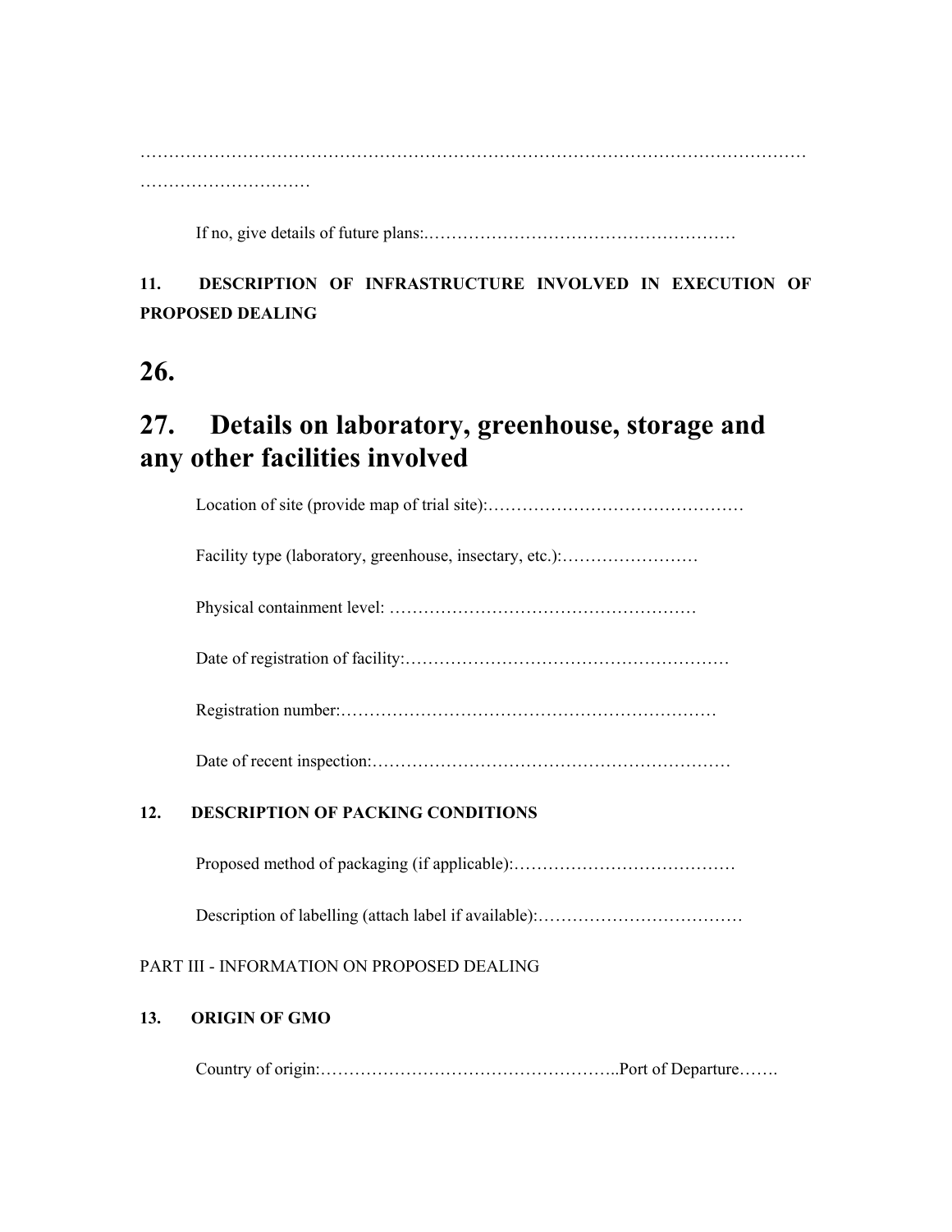……………………………………………………………………………………………………
…………………………

If no, give details of future plans:.………………………………………………

**11. DESCRIPTION OF INFRASTRUCTURE INVOLVED IN EXECUTION OF PROPOSED DEALING**

# 26.

# 27. Details on laboratory, greenhouse, storage and any other facilities involved

Location of site (provide map of trial site):………………………………………

Facility type (laboratory, greenhouse, insectary, etc.):……………………

Physical containment level: ………………………………………………

Date of registration of facility:…………………………………………………

Registration number:…………………………………………………………

Date of recent inspection:……………………………………………………

**12. DESCRIPTION OF PACKING CONDITIONS**

Proposed method of packaging (if applicable):…………………………………

Description of labelling (attach label if available):………………………………

PART III - INFORMATION ON PROPOSED DEALING

**13. ORIGIN OF GMO**

Country of origin:……………………………………………..Port of Departure…….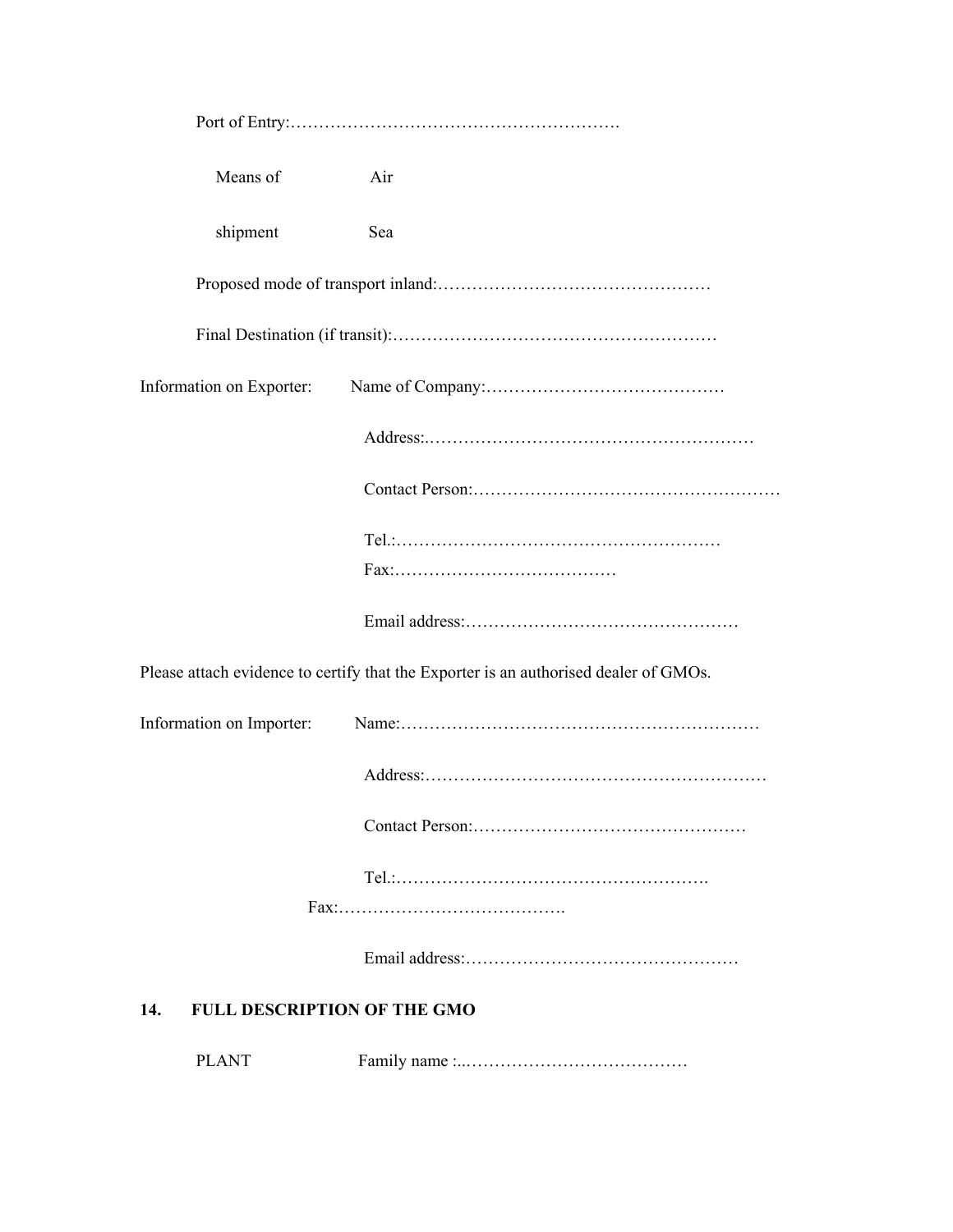Port of Entry:………………………………………………….

Means of shipment — Air / Sea

Proposed mode of transport inland:…………………………………………

Final Destination (if transit):…………………………………………………

Information on Exporter: Name of Company:……………………………………

Address:.…………………………………………………

Contact Person:………………………………………………

Tel.:…………………………………………………
Fax:…………………………………

Email address:…………………………………………

Please attach evidence to certify that the Exporter is an authorised dealer of GMOs.

Information on Importer: Name:………………………………………………………

Address:……………………………………………………

Contact Person:…………………………………………

Tel.:……………………………………………….
Fax:………………………………….

Email address:…………………………………………

**14. FULL DESCRIPTION OF THE GMO**

PLANT Family name :..…………………………………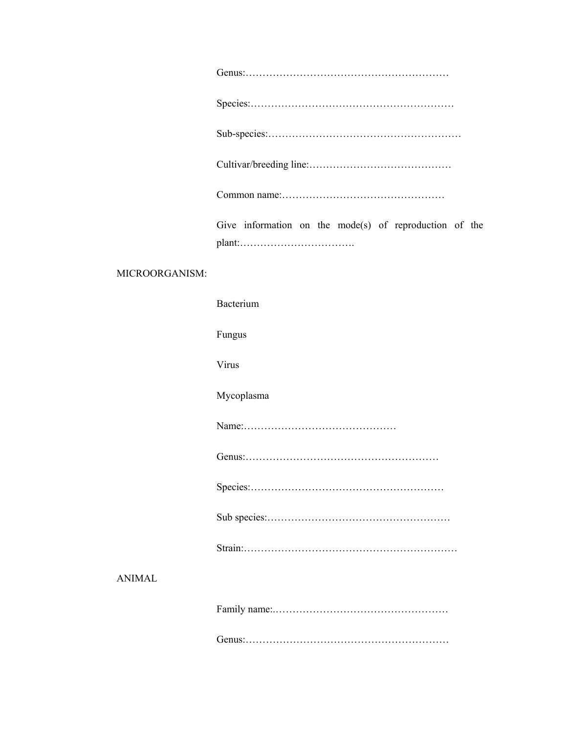Genus:……………………………………………………

Species:……………………………………………………

Sub-species:…………………………………………………

Cultivar/breeding line:……………………………………

Common name:…………………………………………

Give information on the mode(s) of reproduction of the plant:…………………………….

MICROORGANISM:

Bacterium

Fungus

Virus

Mycoplasma

Name:………………………………………

Genus:…………………………………………………

Species:…………………………………………………

Sub species:……………………………………………

Strain:……………………………………………………

ANIMAL

Family name:.……………………………………………

Genus:……………………………………………………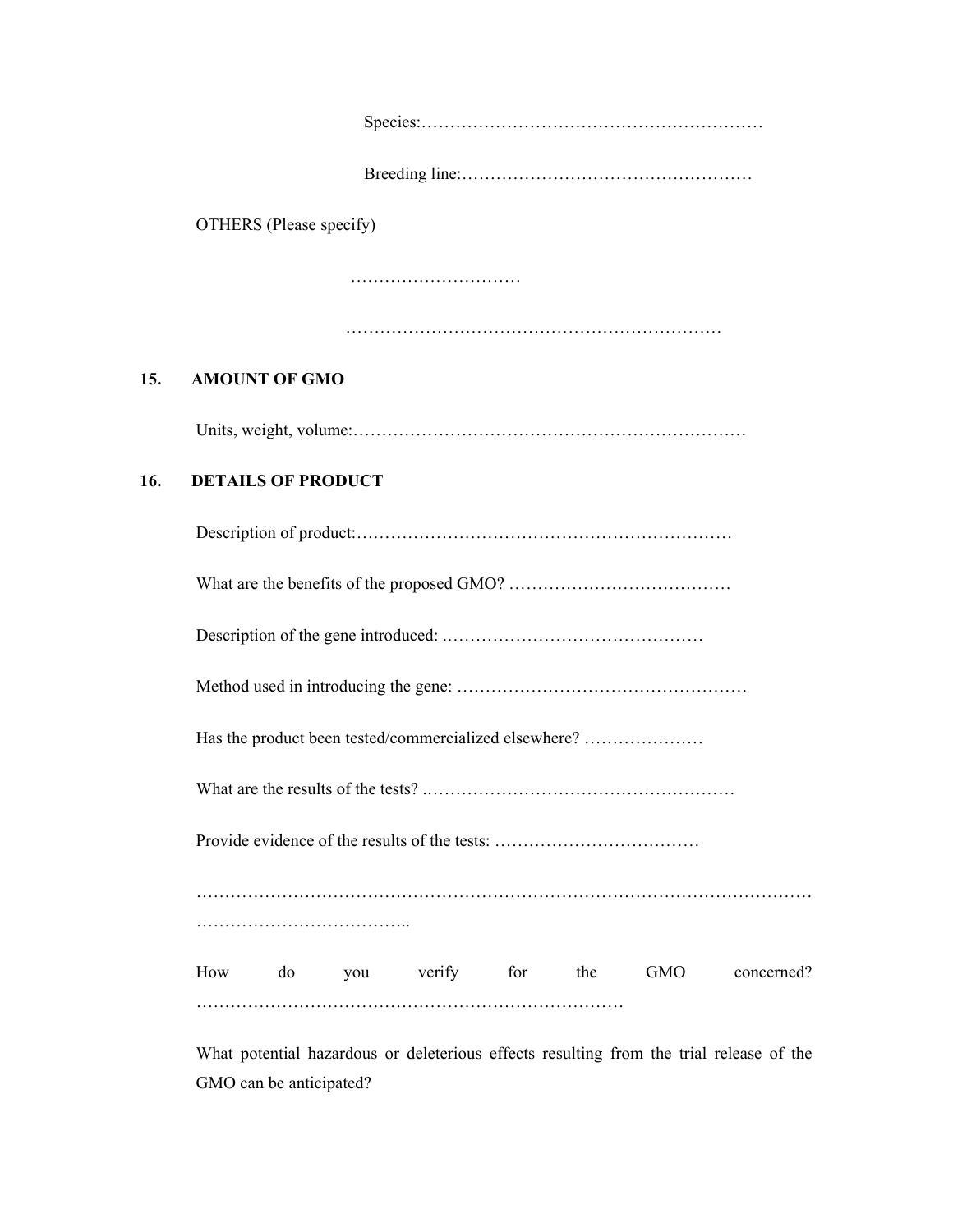Species:……………………………………………………

Breeding line:……………………………………………

OTHERS (Please specify)

…………………………

…………………………………………………………

## 15. AMOUNT OF GMO

Units, weight, volume:……………………………………………………………

## 16. DETAILS OF PRODUCT

Description of product:…………………………………………………………

What are the benefits of the proposed GMO? …………………………………

Description of the gene introduced: .………………………………………

Method used in introducing the gene: ……………………………………………

Has the product been tested/commercialized elsewhere? …………………

What are the results of the tests? .………………………………………………

Provide evidence of the results of the tests: ………………………………

………………………………………………………………………………………………
………………………………..

How do you verify for the GMO concerned? …………………………………………………………………

What potential hazardous or deleterious effects resulting from the trial release of the GMO can be anticipated?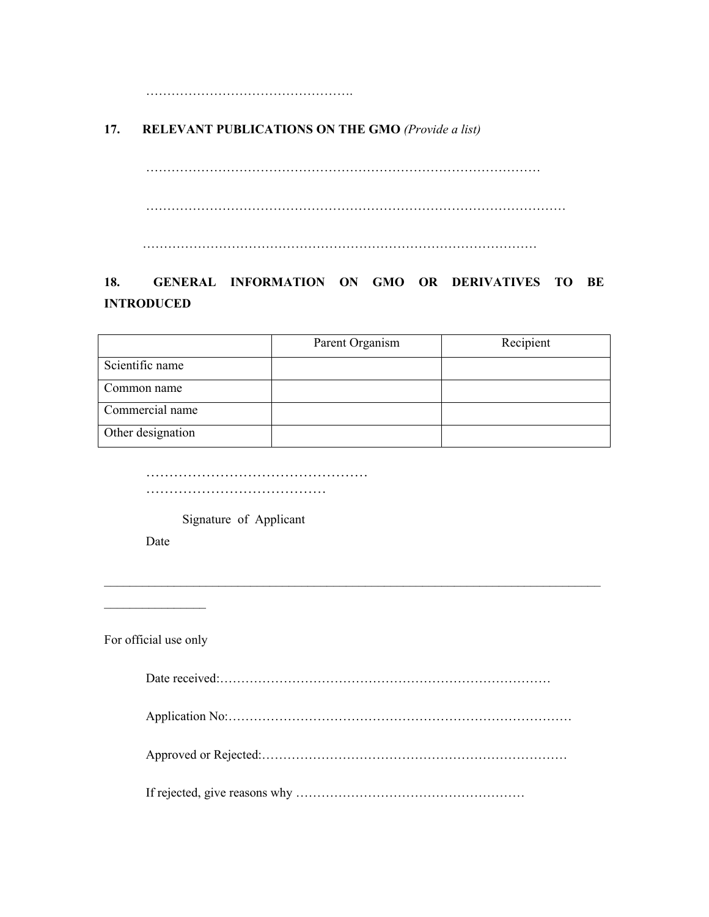…………………………………………….

## 17. RELEVANT PUBLICATIONS ON THE GMO *(Provide a list)*

…………………………………………………………………………………

……………………………………………………………………………………….

…………………………………………………………………………………

## 18. GENERAL INFORMATION ON GMO OR DERIVATIVES TO BE INTRODUCED

| | Parent Organism | Recipient |
|---|---|---|
| Scientific name | | |
| Common name | | |
| Commercial name | | |
| Other designation | | |

……………………………………………
…………………………………

Signature of Applicant

Date

---

For official use only

Date received:……………………………………………………………………

Application No:………………………………………………………………………

Approved or Rejected:………………………………………………………………

If rejected, give reasons why ………………………………………………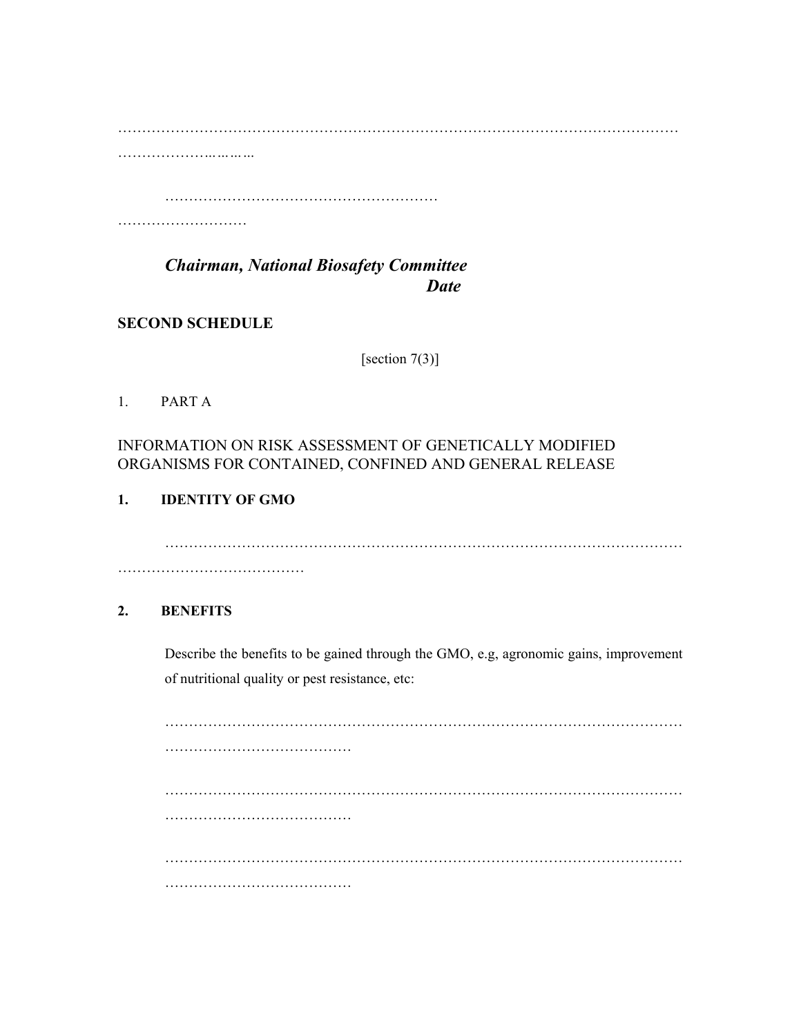……………………………………………………………………………………………………………
………………………………

…………………………………………………
………………………

***Chairman, National Biosafety Committee***
***Date***

**SECOND SCHEDULE**

[section 7(3)]

1. PART A

INFORMATION ON RISK ASSESSMENT OF GENETICALLY MODIFIED ORGANISMS FOR CONTAINED, CONFINED AND GENERAL RELEASE

**1. IDENTITY OF GMO**

……………………………………………………………………………………………
…………………………………

**2. BENEFITS**

Describe the benefits to be gained through the GMO, e.g, agronomic gains, improvement of nutritional quality or pest resistance, etc:

……………………………………………………………………………………………
…………………………………

……………………………………………………………………………………………
…………………………………

……………………………………………………………………………………………
…………………………………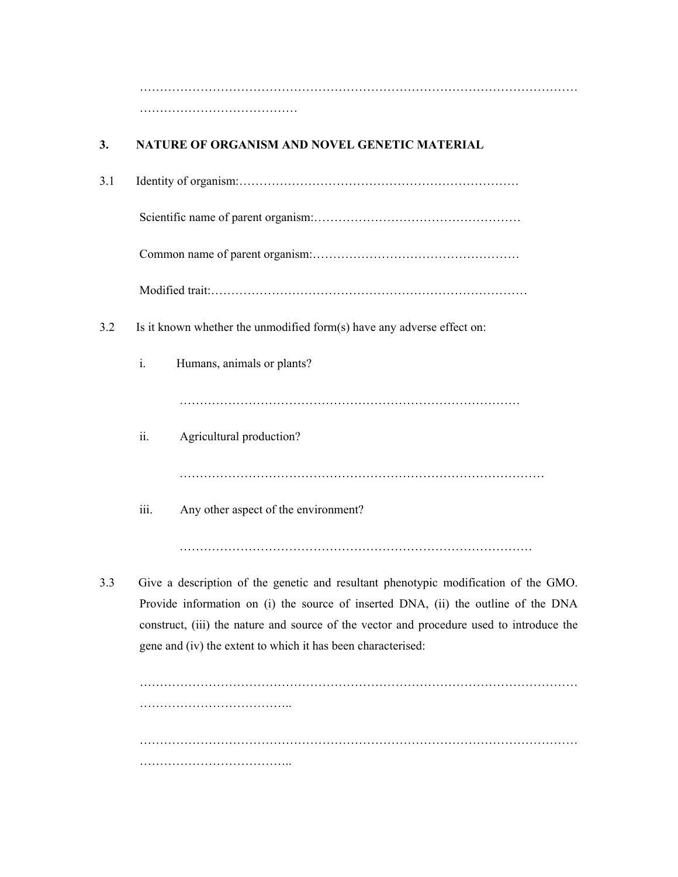…………………………………………………………………………………………………
…………………………………

## 3. NATURE OF ORGANISM AND NOVEL GENETIC MATERIAL

3.1 Identity of organism:……………………………………………………………

Scientific name of parent organism:……………………………………………

Common name of parent organism:……………………………………………

Modified trait:……………………………………………………………………

3.2 Is it known whether the unmodified form(s) have any adverse effect on:

i. Humans, animals or plants?

………………………………………………………………………….

ii. Agricultural production?

……………………………………………………………………………….

iii. Any other aspect of the environment?

…………………………………………………………………………….

3.3 Give a description of the genetic and resultant phenotypic modification of the GMO. Provide information on (i) the source of inserted DNA, (ii) the outline of the DNA construct, (iii) the nature and source of the vector and procedure used to introduce the gene and (iv) the extent to which it has been characterised:

…………………………………………………………………………………………………
………………………………..

…………………………………………………………………………………………………
………………………………..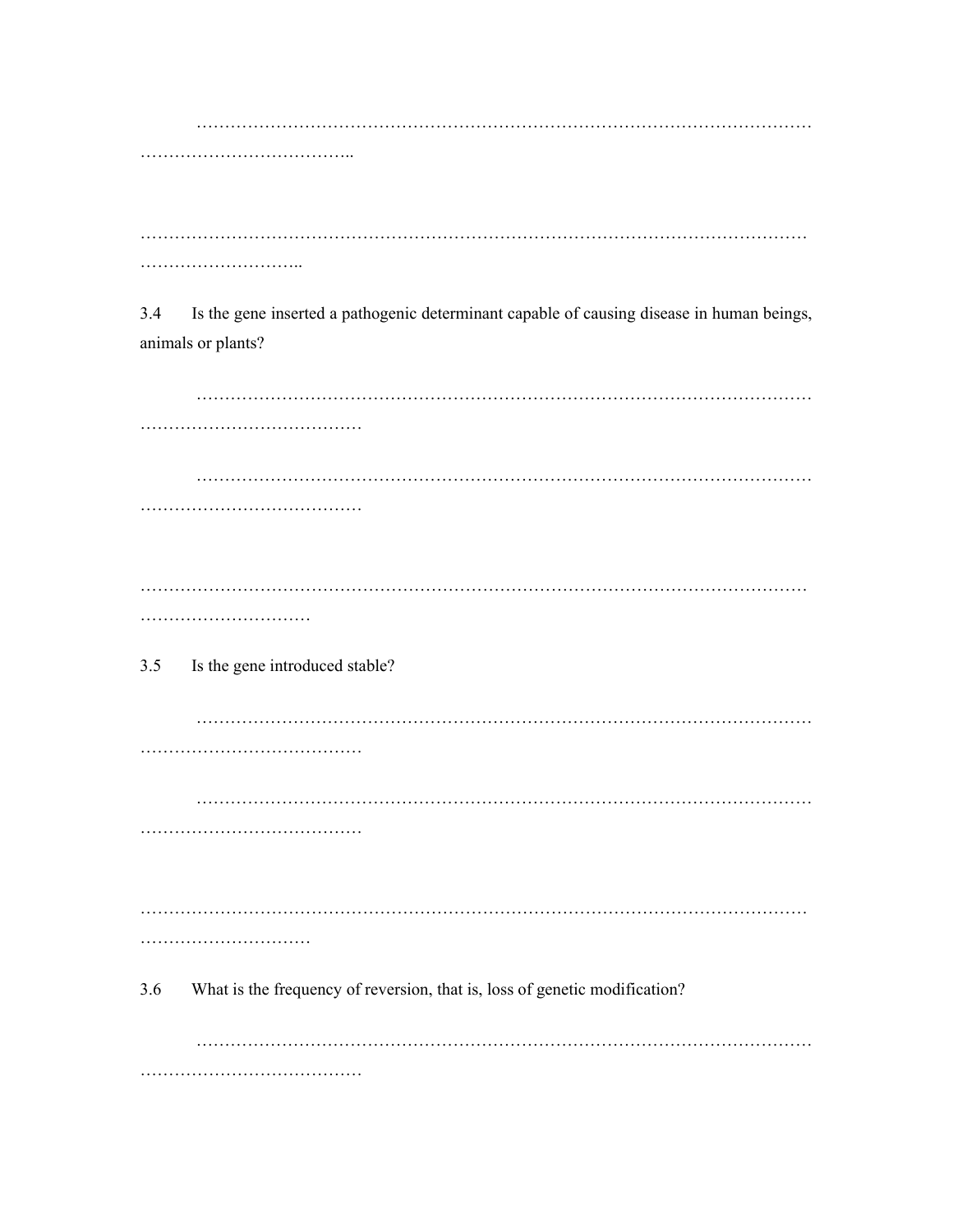…………………………………………………………………………………………………
………………………………..

…………………………………………………………………………………………………
………………………..

3.4 Is the gene inserted a pathogenic determinant capable of causing disease in human beings, animals or plants?

…………………………………………………………………………………………………
…………………………………

…………………………………………………………………………………………………
…………………………………

…………………………………………………………………………………………………
…………………………

3.5 Is the gene introduced stable?

…………………………………………………………………………………………………
…………………………………

…………………………………………………………………………………………………
…………………………………

…………………………………………………………………………………………………
…………………………

3.6 What is the frequency of reversion, that is, loss of genetic modification?

…………………………………………………………………………………………………
…………………………………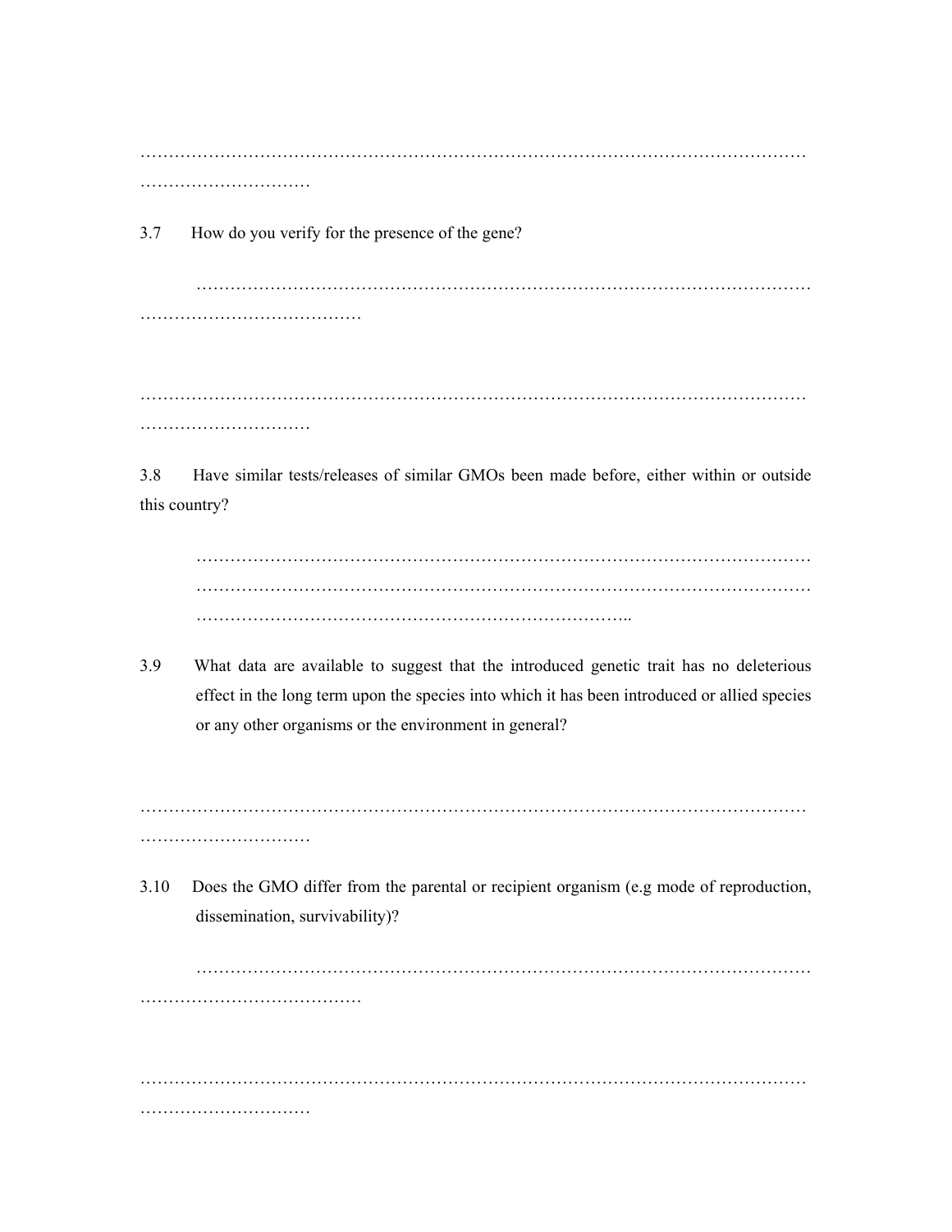……………………………………………………………………………………………………
…………………………

3.7 How do you verify for the presence of the gene?

………………………………………………………………………………………………
…………………………………

……………………………………………………………………………………………………
…………………………

3.8 Have similar tests/releases of similar GMOs been made before, either within or outside this country?

………………………………………………………………………………………………
………………………………………………………………………………………………
…………………………………………………………………..

3.9 What data are available to suggest that the introduced genetic trait has no deleterious effect in the long term upon the species into which it has been introduced or allied species or any other organisms or the environment in general?

……………………………………………………………………………………………………
…………………………

3.10 Does the GMO differ from the parental or recipient organism (e.g mode of reproduction, dissemination, survivability)?

………………………………………………………………………………………………
…………………………………

……………………………………………………………………………………………………
…………………………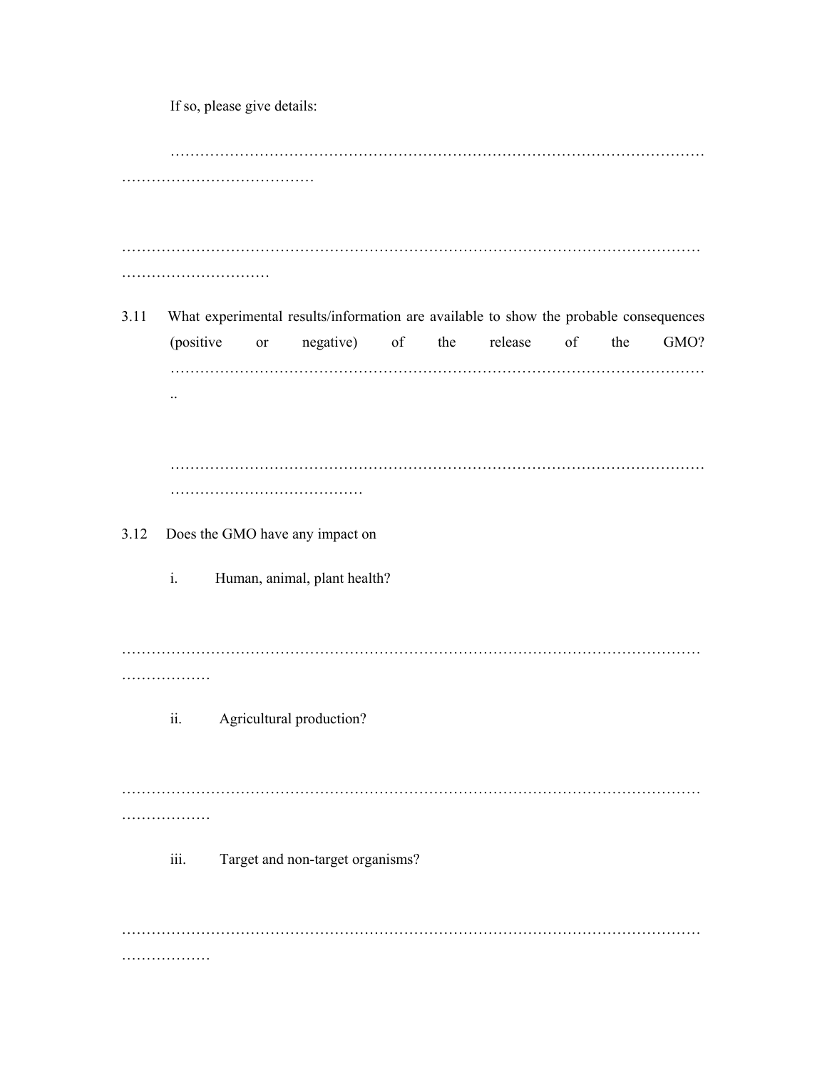If so, please give details:

……………………………………………………………………………………………………………………………………

……………………………………………………………………………………………………………………………

3.11 What experimental results/information are available to show the probable consequences (positive or negative) of the release of the GMO? ……………………………………………………………………………………………..

……………………………………………………………………………………………………………………………………

3.12 Does the GMO have any impact on

i. Human, animal, plant health?

……………………………………………………………………………………………………………………

ii. Agricultural production?

……………………………………………………………………………………………………………………

iii. Target and non-target organisms?

……………………………………………………………………………………………………………………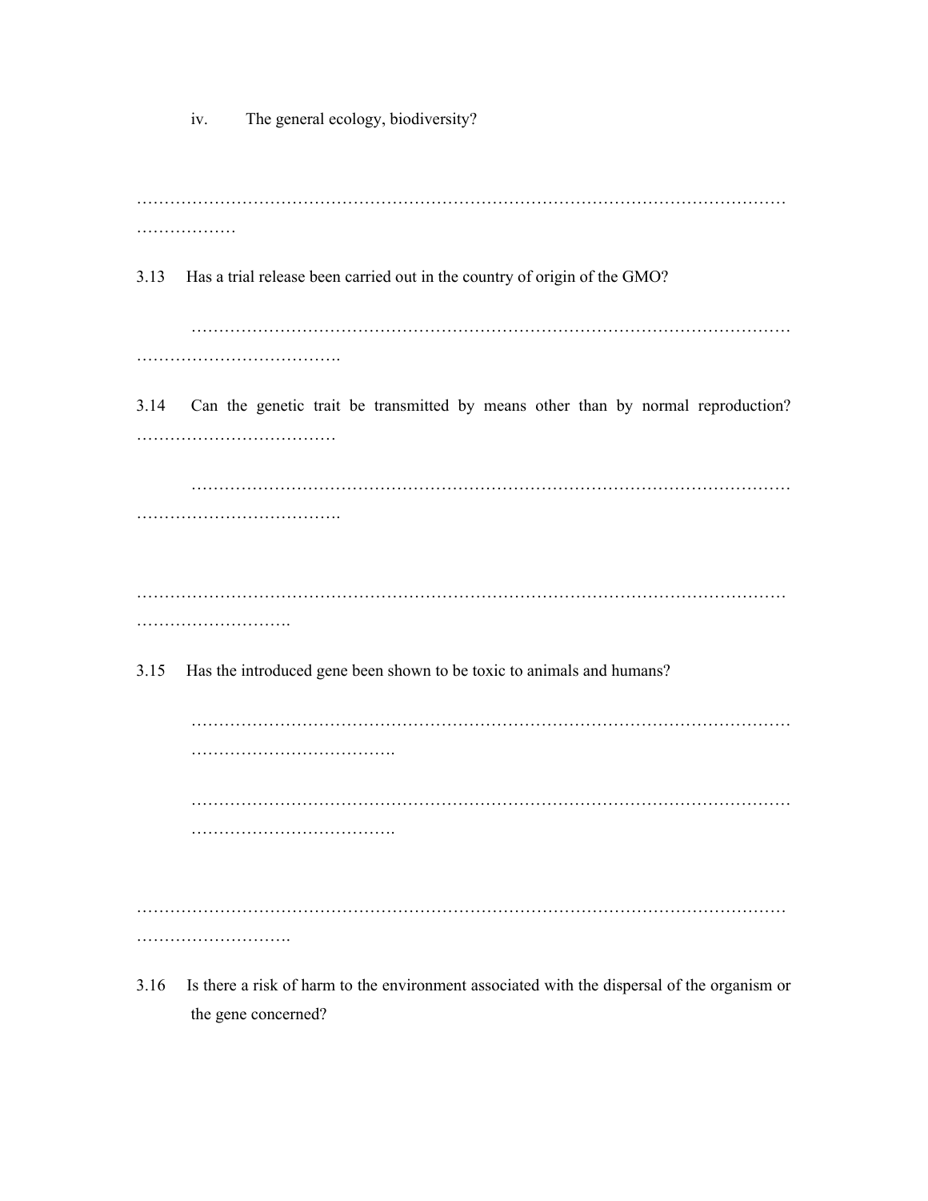iv. The general ecology, biodiversity?

…………………………………………………………………………………………………………
………………

3.13 Has a trial release been carried out in the country of origin of the GMO?

………………………………………………………………………………………………
……………………………….

3.14 Can the genetic trait be transmitted by means other than by normal reproduction? ………………………………

………………………………………………………………………………………………
……………………………….

…………………………………………………………………………………………………………
……………………….

3.15 Has the introduced gene been shown to be toxic to animals and humans?

………………………………………………………………………………………………
……………………………….

………………………………………………………………………………………………
……………………………….

…………………………………………………………………………………………………………
……………………….

3.16 Is there a risk of harm to the environment associated with the dispersal of the organism or the gene concerned?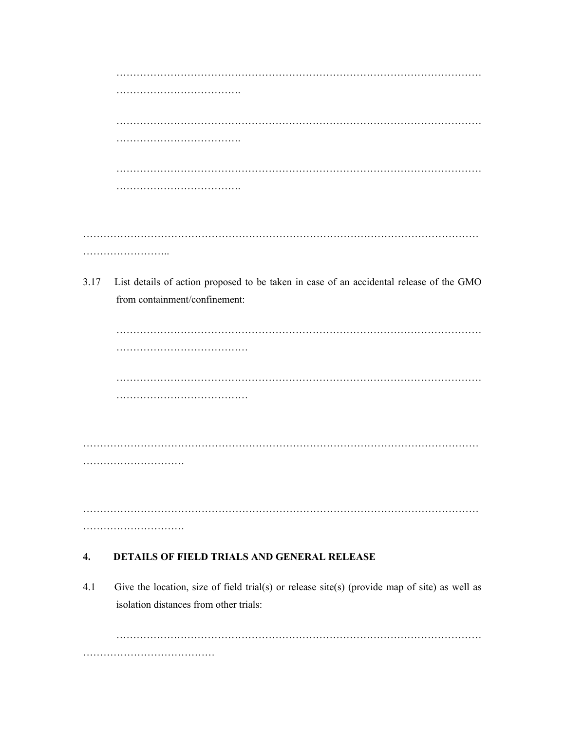…………………………………………………………………………………………………………………………………….

…………………………………………………………………………………………………………………………………….

…………………………………………………………………………………………………………………………………….

…………………………………………………………………………………………………………………………..

3.17 List details of action proposed to be taken in case of an accidental release of the GMO from containment/confinement:

………………………………………………………………………………………………………………………………………

………………………………………………………………………………………………………………………………………

………………………………………………………………………………………………………………………………

………………………………………………………………………………………………………………………………

**4. DETAILS OF FIELD TRIALS AND GENERAL RELEASE**

4.1 Give the location, size of field trial(s) or release site(s) (provide map of site) as well as isolation distances from other trials:

………………………………………………………………………………………………………………………………………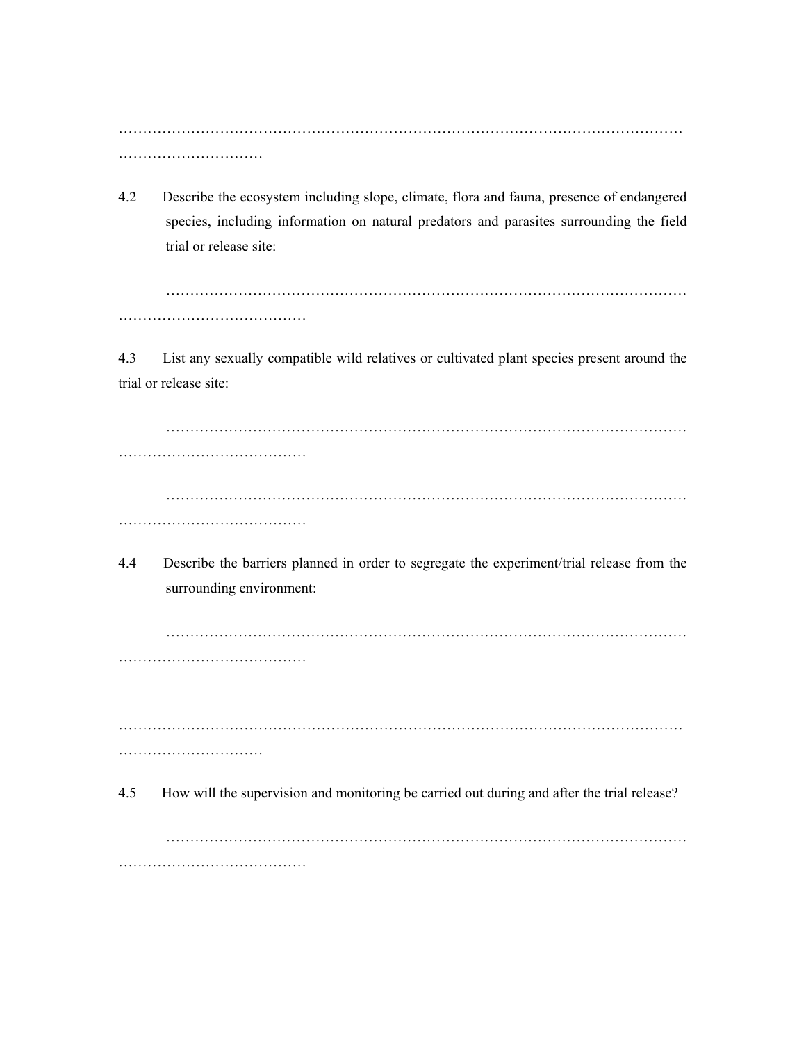……………………………………………………………………………………………………………
…………………………

4.2 Describe the ecosystem including slope, climate, flora and fauna, presence of endangered species, including information on natural predators and parasites surrounding the field trial or release site:

……………………………………………………………………………………………
…………………………………

4.3 List any sexually compatible wild relatives or cultivated plant species present around the trial or release site:

……………………………………………………………………………………………
…………………………………

……………………………………………………………………………………………
…………………………………

4.4 Describe the barriers planned in order to segregate the experiment/trial release from the surrounding environment:

……………………………………………………………………………………………
…………………………………

……………………………………………………………………………………………………………
…………………………

4.5 How will the supervision and monitoring be carried out during and after the trial release?

……………………………………………………………………………………………
…………………………………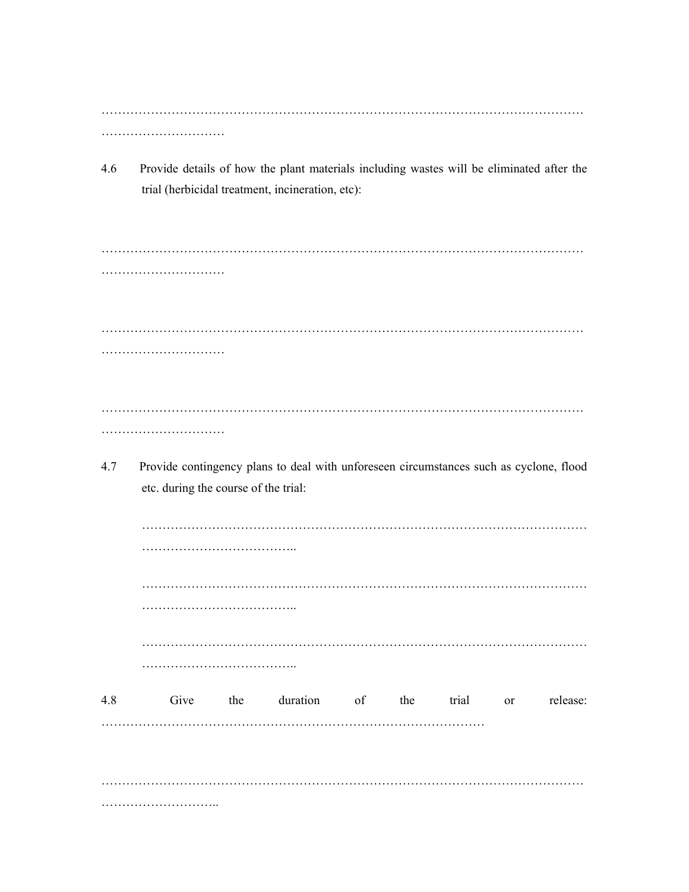…………………………………………………………………………………………………………
…………………………

4.6 Provide details of how the plant materials including wastes will be eliminated after the trial (herbicidal treatment, incineration, etc):

…………………………………………………………………………………………………………
…………………………

…………………………………………………………………………………………………………
…………………………

…………………………………………………………………………………………………………
…………………………

4.7 Provide contingency plans to deal with unforeseen circumstances such as cyclone, flood etc. during the course of the trial:

…………………………………………………………………………………………………
………………………………..

…………………………………………………………………………………………………
………………………………..

…………………………………………………………………………………………………
………………………………..

4.8 Give the duration of the trial or release: ……………………………………………………………………………………

…………………………………………………………………………………………………………
………………………..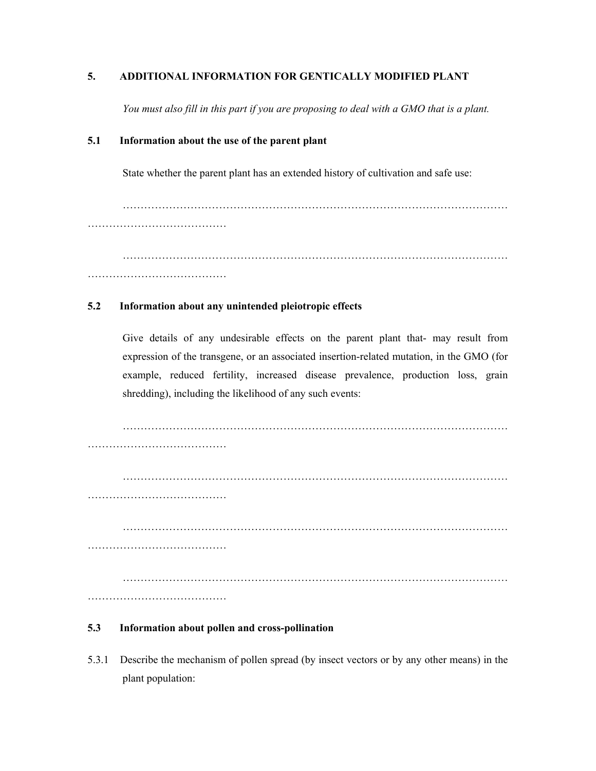## 5. ADDITIONAL INFORMATION FOR GENTICALLY MODIFIED PLANT

*You must also fill in this part if you are proposing to deal with a GMO that is a plant.*

### 5.1 Information about the use of the parent plant

State whether the parent plant has an extended history of cultivation and safe use:

……………………………………………………………………………………………………………………………………

……………………………………………………………………………………………………………………………………

### 5.2 Information about any unintended pleiotropic effects

Give details of any undesirable effects on the parent plant that- may result from expression of the transgene, or an associated insertion-related mutation, in the GMO (for example, reduced fertility, increased disease prevalence, production loss, grain shredding), including the likelihood of any such events:

……………………………………………………………………………………………………………………………………

……………………………………………………………………………………………………………………………………

……………………………………………………………………………………………………………………………………

……………………………………………………………………………………………………………………………………

### 5.3 Information about pollen and cross-pollination

5.3.1 Describe the mechanism of pollen spread (by insect vectors or by any other means) in the plant population: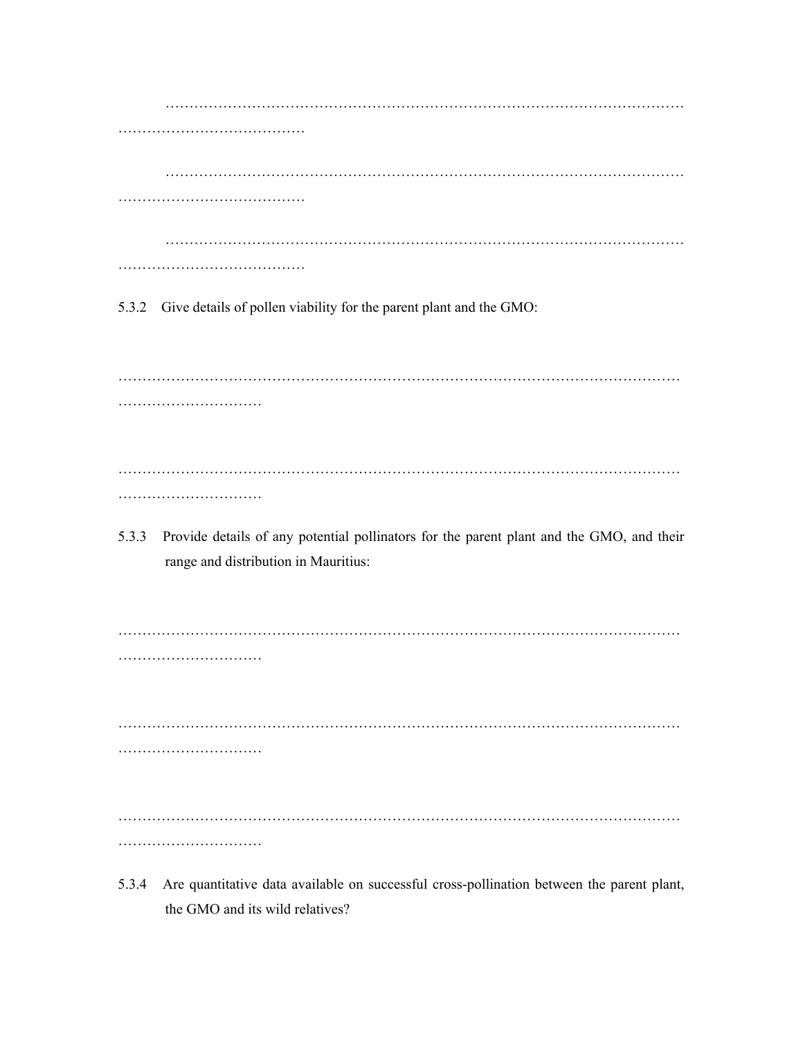…………………………………………………………………………………………………
…………………………………

…………………………………………………………………………………………………
…………………………………

…………………………………………………………………………………………………
…………………………………

5.3.2 Give details of pollen viability for the parent plant and the GMO:

…………………………………………………………………………………………………
…………………………

…………………………………………………………………………………………………
…………………………

5.3.3 Provide details of any potential pollinators for the parent plant and the GMO, and their range and distribution in Mauritius:

…………………………………………………………………………………………………
…………………………

…………………………………………………………………………………………………
…………………………

…………………………………………………………………………………………………
…………………………

5.3.4 Are quantitative data available on successful cross-pollination between the parent plant, the GMO and its wild relatives?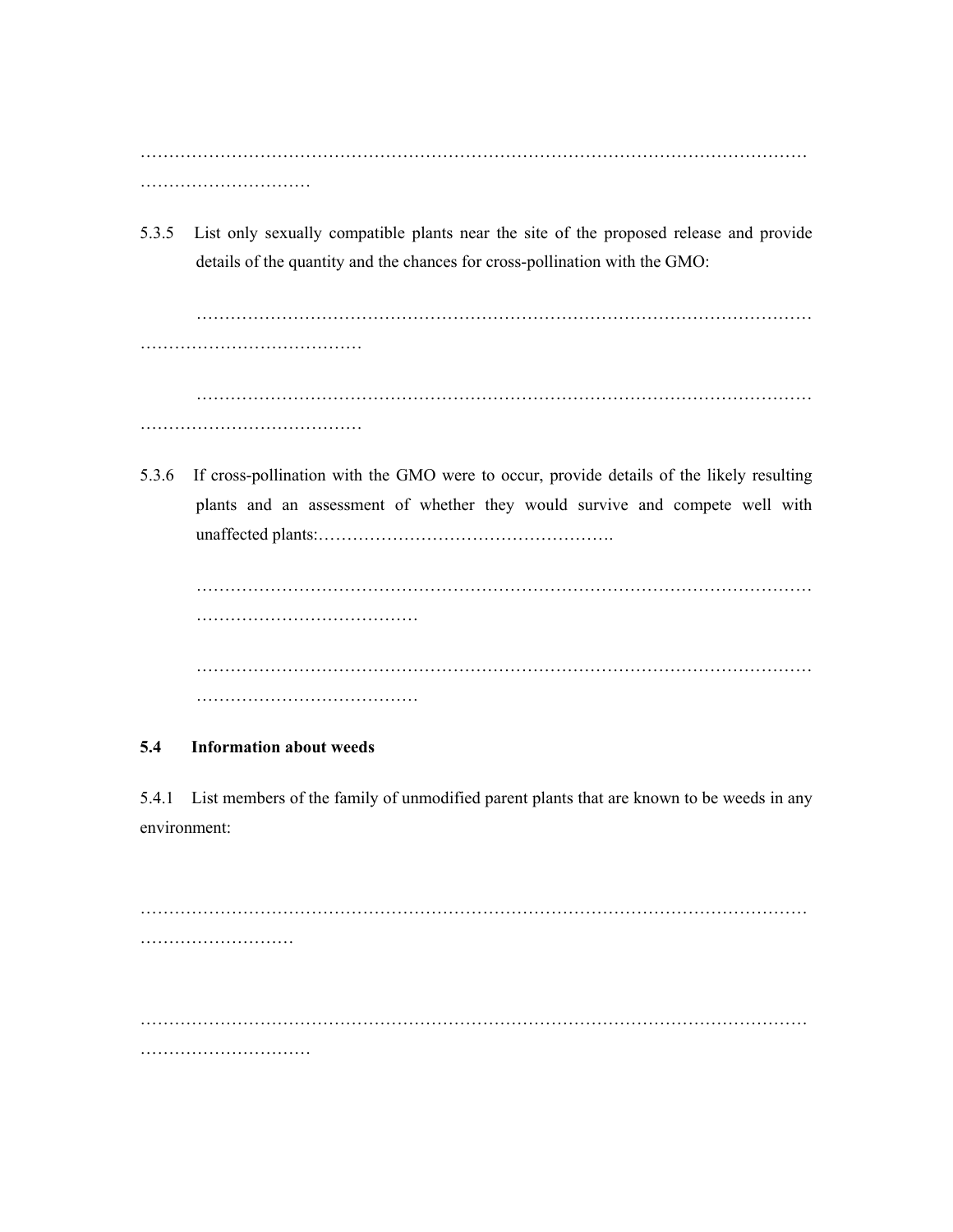……………………………………………………………………………………………………………
…………………………

5.3.5 List only sexually compatible plants near the site of the proposed release and provide details of the quantity and the chances for cross-pollination with the GMO:

…………………………………………………………………………………………………
…………………………………

…………………………………………………………………………………………………
…………………………………

5.3.6 If cross-pollination with the GMO were to occur, provide details of the likely resulting plants and an assessment of whether they would survive and compete well with unaffected plants:…………………………………………….

…………………………………………………………………………………………………
…………………………………

…………………………………………………………………………………………………
…………………………………

**5.4 Information about weeds**

5.4.1 List members of the family of unmodified parent plants that are known to be weeds in any environment:

……………………………………………………………………………………………………
………………………

……………………………………………………………………………………………………
…………………………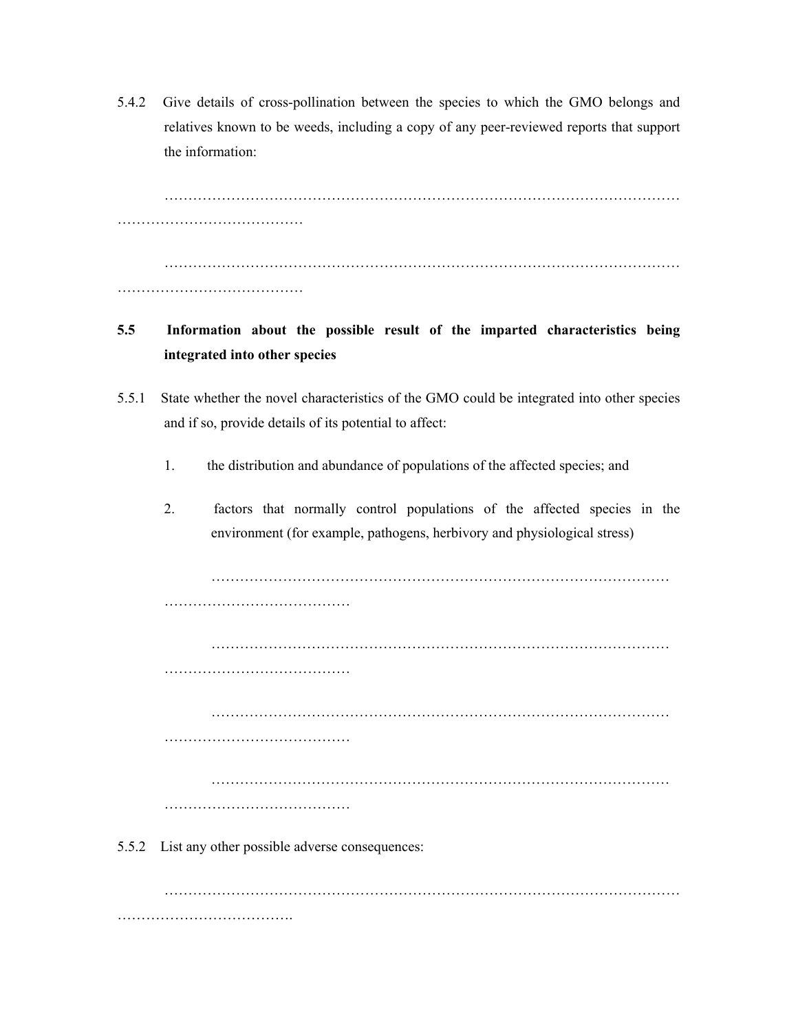5.4.2 Give details of cross-pollination between the species to which the GMO belongs and relatives known to be weeds, including a copy of any peer-reviewed reports that support the information:

…………………………………………………………………………………………………………………………………

…………………………………………………………………………………………………………………………………

**5.5 Information about the possible result of the imparted characteristics being integrated into other species**

5.5.1 State whether the novel characteristics of the GMO could be integrated into other species and if so, provide details of its potential to affect:

1. the distribution and abundance of populations of the affected species; and

2. factors that normally control populations of the affected species in the environment (for example, pathogens, herbivory and physiological stress)

……………………………………………………………………………………………………………

……………………………………………………………………………………………………………

……………………………………………………………………………………………………………

……………………………………………………………………………………………………………

5.5.2 List any other possible adverse consequences:

…………………………………………………………………………………………………………………………………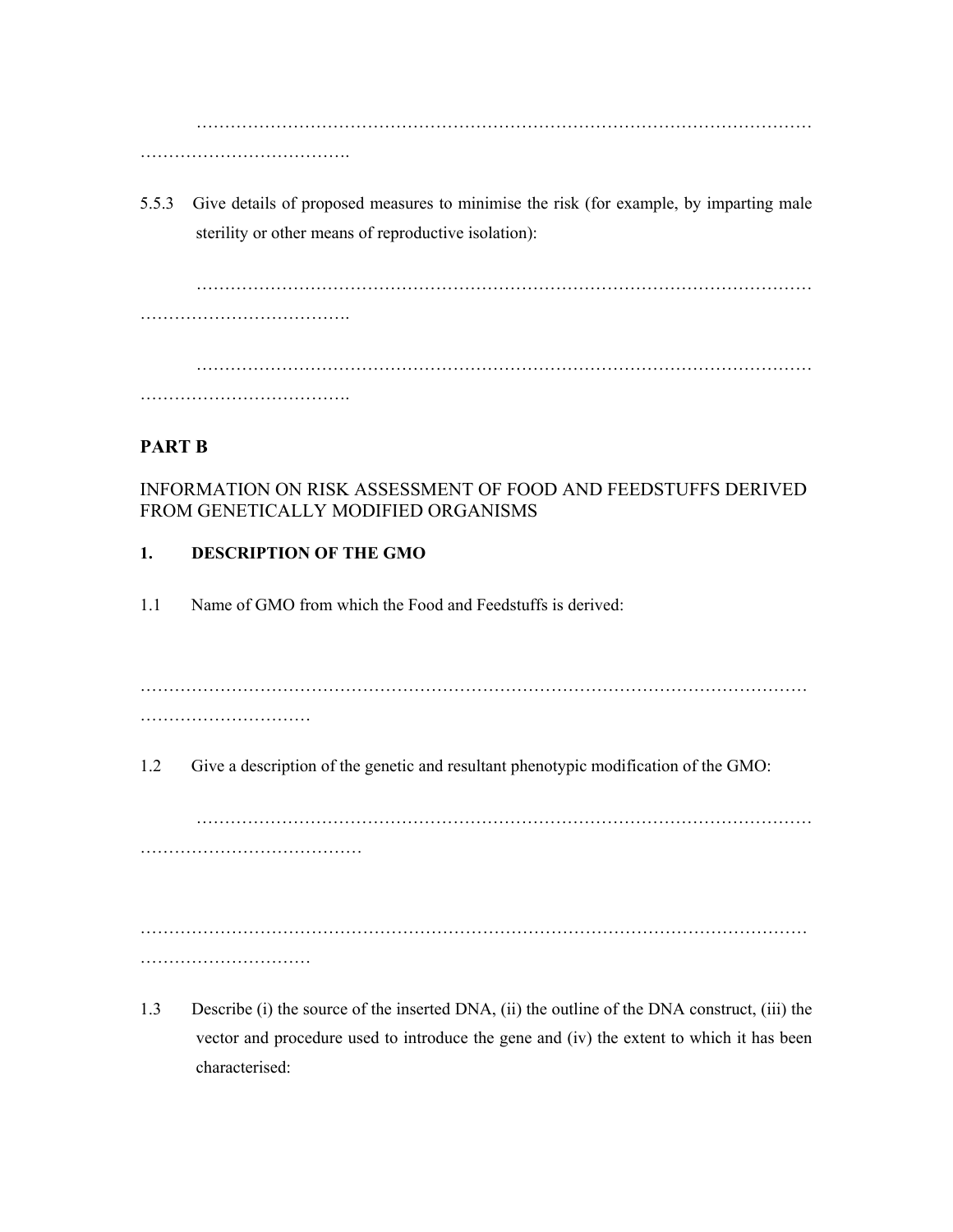…………………………………………………………………………………………………
……………………………….

5.5.3 Give details of proposed measures to minimise the risk (for example, by imparting male sterility or other means of reproductive isolation):

…………………………………………………………………………………………………
……………………………….

…………………………………………………………………………………………………
……………………………….

**PART B**

INFORMATION ON RISK ASSESSMENT OF FOOD AND FEEDSTUFFS DERIVED FROM GENETICALLY MODIFIED ORGANISMS

**1. DESCRIPTION OF THE GMO**

1.1 Name of GMO from which the Food and Feedstuffs is derived:

……………………………………………………………………………………………………
…………………………

1.2 Give a description of the genetic and resultant phenotypic modification of the GMO:

…………………………………………………………………………………………………
…………………………………

……………………………………………………………………………………………………
…………………………

1.3 Describe (i) the source of the inserted DNA, (ii) the outline of the DNA construct, (iii) the vector and procedure used to introduce the gene and (iv) the extent to which it has been characterised: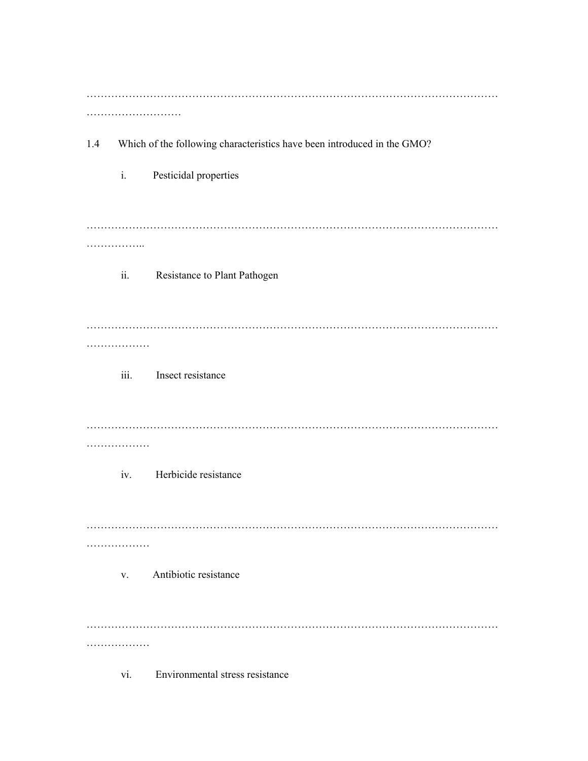…………………………………………………………………………………………………………
………………………

1.4 Which of the following characteristics have been introduced in the GMO?

i. Pesticidal properties

…………………………………………………………………………………………………………
……………..

ii. Resistance to Plant Pathogen

…………………………………………………………………………………………………………
………………

iii. Insect resistance

…………………………………………………………………………………………………………
………………

iv. Herbicide resistance

…………………………………………………………………………………………………………
………………

v. Antibiotic resistance

…………………………………………………………………………………………………………
………………

vi. Environmental stress resistance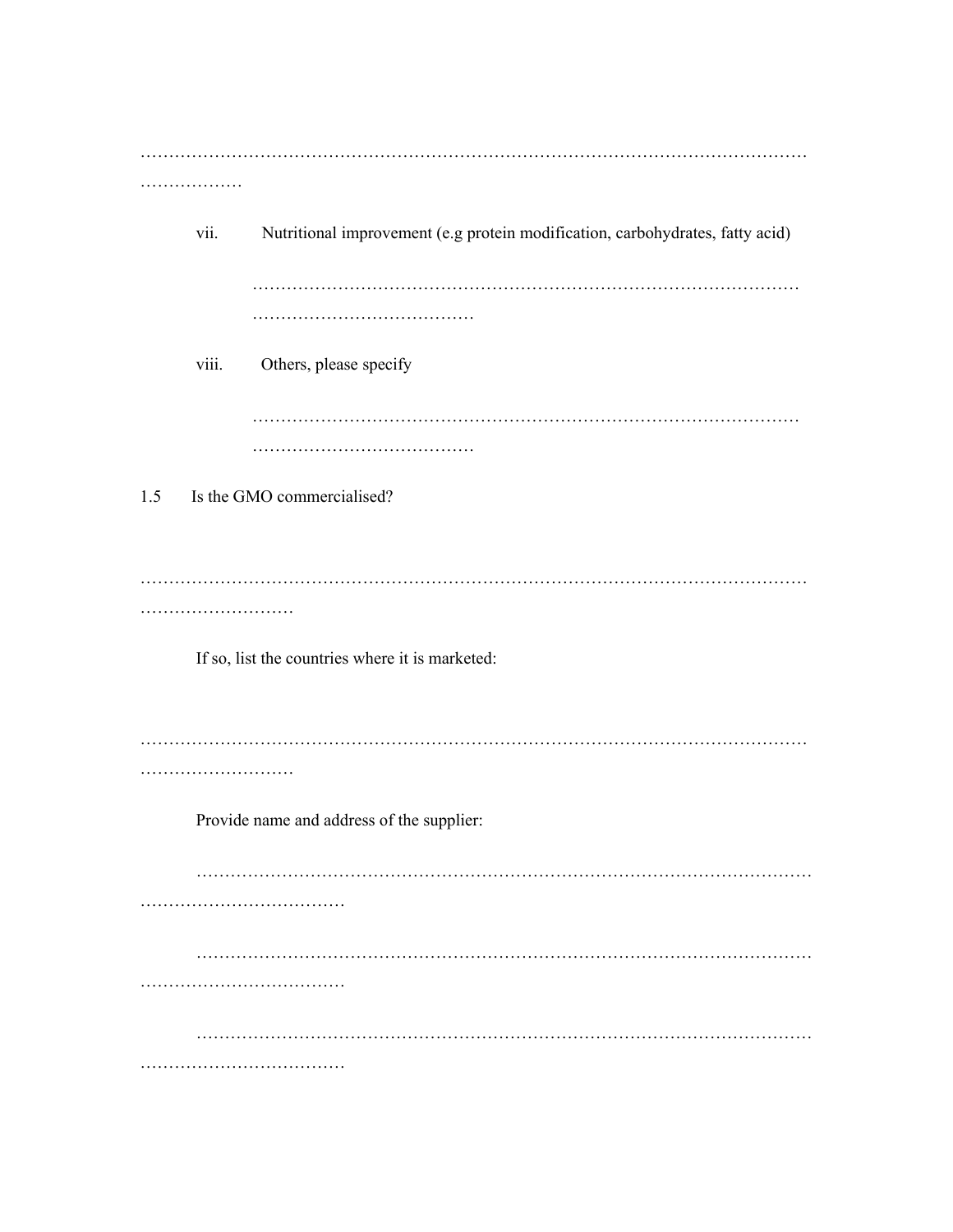……………………………………………………………………………………………………………
………………

vii. Nutritional improvement (e.g protein modification, carbohydrates, fatty acid)

………………………………………………………………………………………
…………………………………

viii. Others, please specify

………………………………………………………………………………………
…………………………………

1.5 Is the GMO commercialised?

……………………………………………………………………………………………………………
………………………

If so, list the countries where it is marketed:

……………………………………………………………………………………………………………
………………………

Provide name and address of the supplier:

……………………………………………………………………………………………………
………………………………

……………………………………………………………………………………………………
………………………………

……………………………………………………………………………………………………
………………………………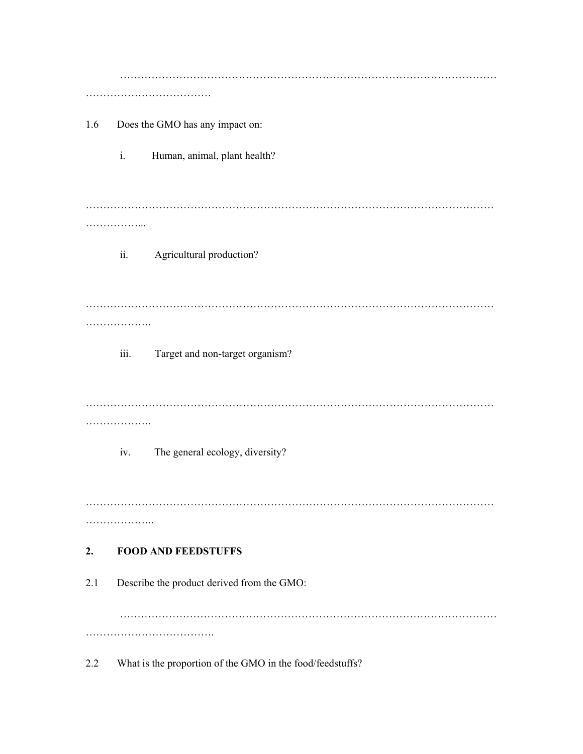…………………………………………………………………………………………………
………………………………

1.6 Does the GMO has any impact on:

i. Human, animal, plant health?

……………………………………………………………………………………………………
……………...

ii. Agricultural production?

……………………………………………………………………………………………………
……………….

iii. Target and non-target organism?

……………………………………………………………………………………………………
……………….

iv. The general ecology, diversity?

……………………………………………………………………………………………………
………………..

**2. FOOD AND FEEDSTUFFS**

2.1 Describe the product derived from the GMO:

…………………………………………………………………………………………………
……………………………….

2.2 What is the proportion of the GMO in the food/feedstuffs?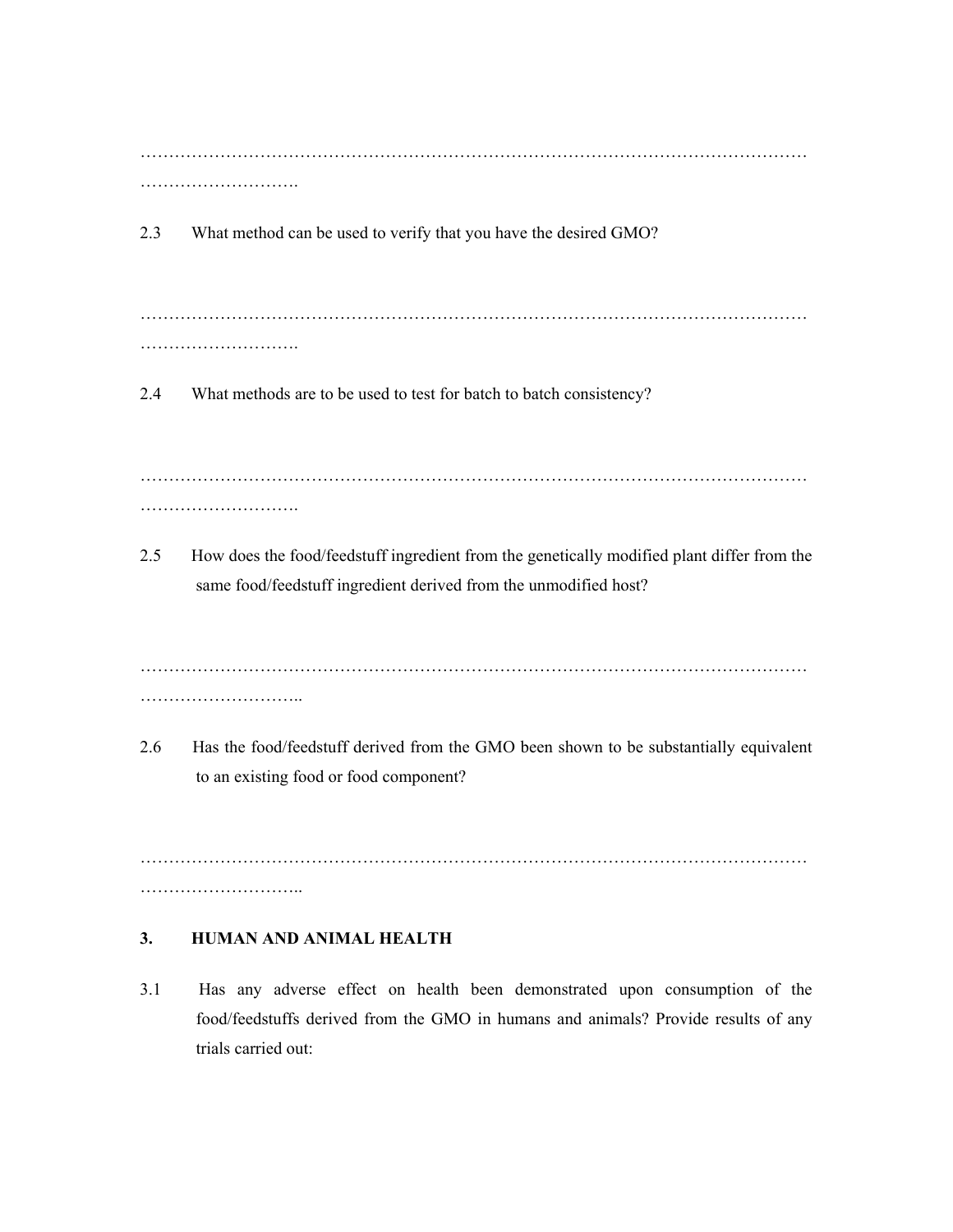…………………………………………………………………………………………………………
……………………….

2.3 What method can be used to verify that you have the desired GMO?

…………………………………………………………………………………………………………
……………………….

2.4 What methods are to be used to test for batch to batch consistency?

…………………………………………………………………………………………………………
……………………….

2.5 How does the food/feedstuff ingredient from the genetically modified plant differ from the same food/feedstuff ingredient derived from the unmodified host?

…………………………………………………………………………………………………………
………………………..

2.6 Has the food/feedstuff derived from the GMO been shown to be substantially equivalent to an existing food or food component?

…………………………………………………………………………………………………………
………………………..

**3. HUMAN AND ANIMAL HEALTH**

3.1 Has any adverse effect on health been demonstrated upon consumption of the food/feedstuffs derived from the GMO in humans and animals? Provide results of any trials carried out: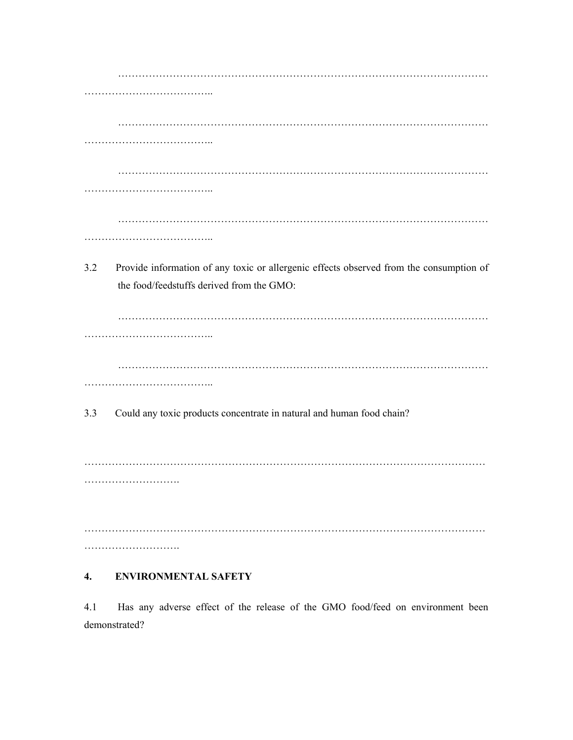…………………………………………………………………………………………………
………………………………..

…………………………………………………………………………………………………
………………………………..

…………………………………………………………………………………………………
………………………………..

…………………………………………………………………………………………………
………………………………..

3.2 Provide information of any toxic or allergenic effects observed from the consumption of the food/feedstuffs derived from the GMO:

…………………………………………………………………………………………………
………………………………..

…………………………………………………………………………………………………
………………………………..

3.3 Could any toxic products concentrate in natural and human food chain?

…………………………………………………………………………………………………
……………………….

…………………………………………………………………………………………………
……………………….

## 4. ENVIRONMENTAL SAFETY

4.1 Has any adverse effect of the release of the GMO food/feed on environment been demonstrated?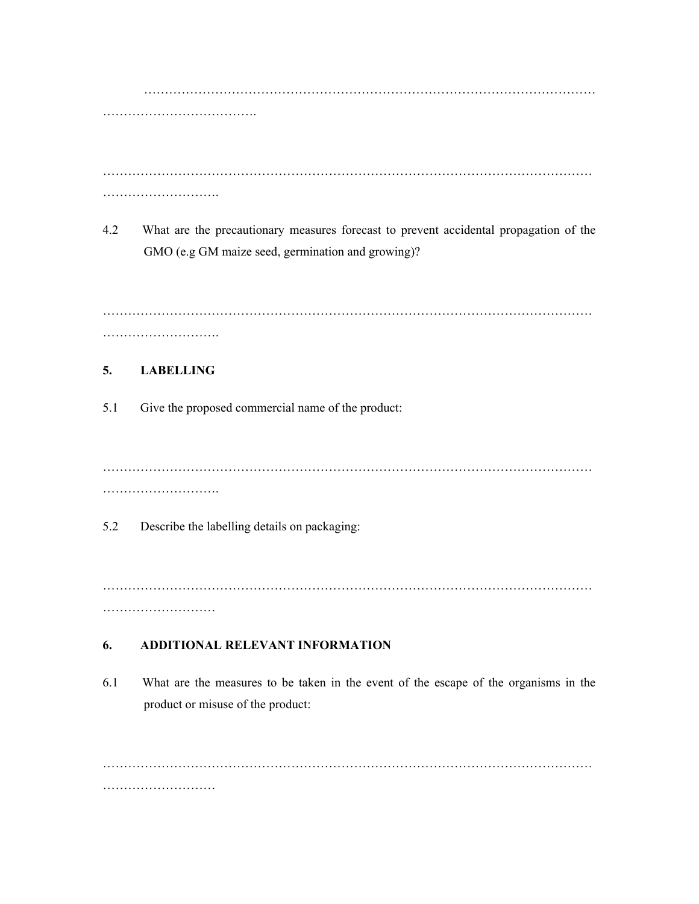…………………………………………………………………………………………………
……………………………….

…………………………………………………………………………………………………
……………………….

4.2 What are the precautionary measures forecast to prevent accidental propagation of the GMO (e.g GM maize seed, germination and growing)?

…………………………………………………………………………………………………
……………………….

## 5. LABELLING

5.1 Give the proposed commercial name of the product:

…………………………………………………………………………………………………
……………………….

5.2 Describe the labelling details on packaging:

…………………………………………………………………………………………………
………………………

## 6. ADDITIONAL RELEVANT INFORMATION

6.1 What are the measures to be taken in the event of the escape of the organisms in the product or misuse of the product:

…………………………………………………………………………………………………
………………………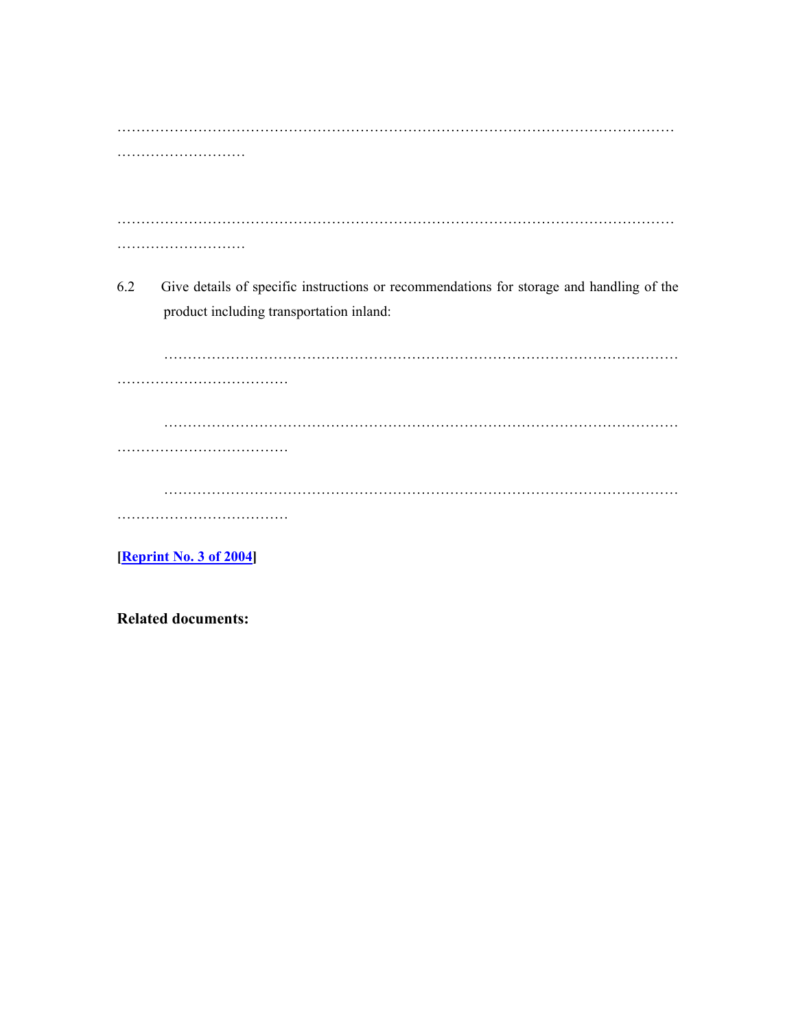……………………………………………………………………………………………………………
………………………

……………………………………………………………………………………………………………
………………………

6.2 Give details of specific instructions or recommendations for storage and handling of the product including transportation inland:

…………………………………………………………………………………………………
………………………………

…………………………………………………………………………………………………
………………………………

…………………………………………………………………………………………………
………………………………

**[Reprint No. 3 of 2004]**

**Related documents:**